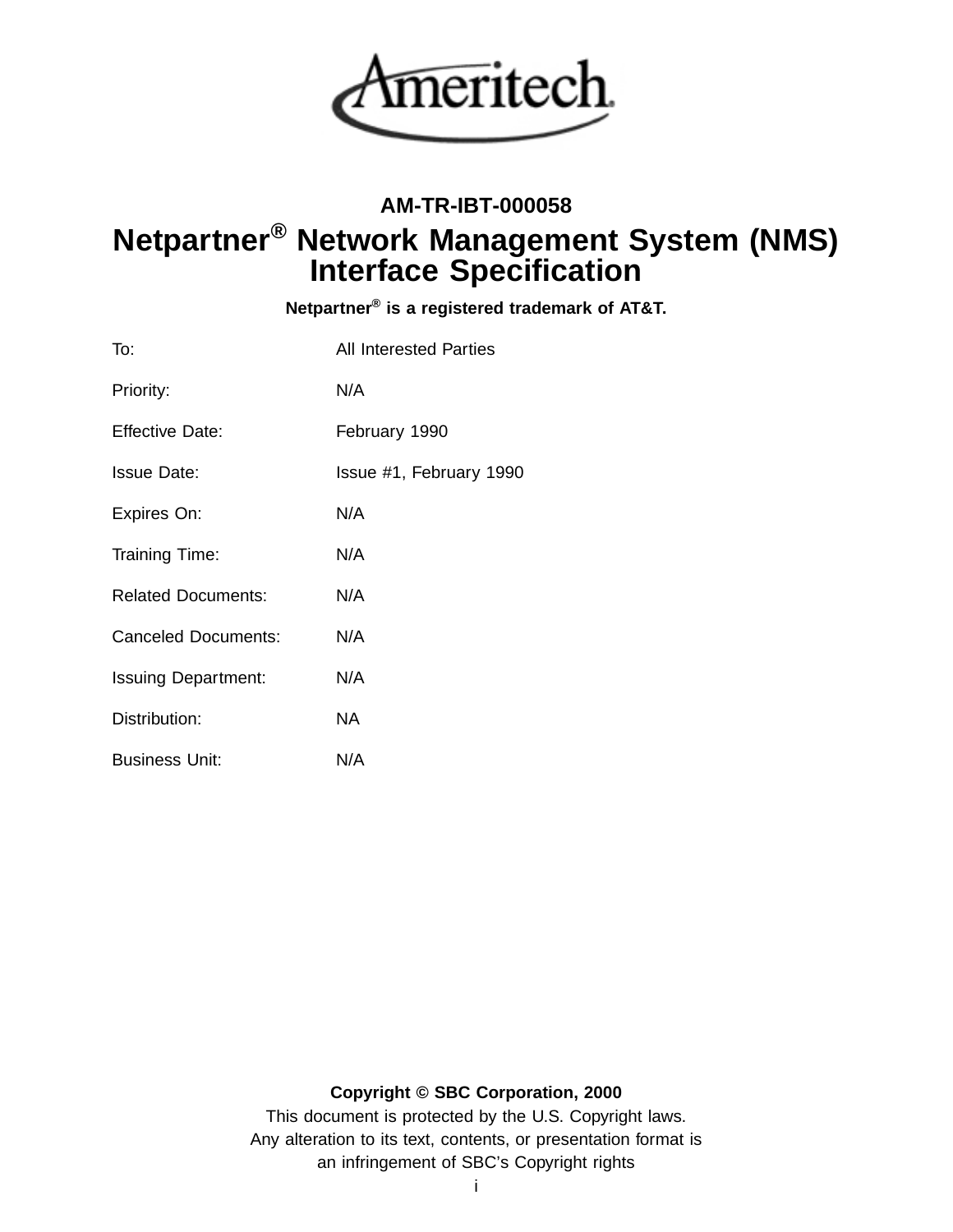Ameritech

**AM-TR-IBT-000058**

# Netpartner® Network Management System (NMS) Interface Specification

**Netpartner® is a registered trademark of AT&T.**

| | |
|---|---|
| To: | All Interested Parties |
| Priority: | N/A |
| Effective Date: | February 1990 |
| Issue Date: | Issue #1, February 1990 |
| Expires On: | N/A |
| Training Time: | N/A |
| Related Documents: | N/A |
| Canceled Documents: | N/A |
| Issuing Department: | N/A |
| Distribution: | NA |
| Business Unit: | N/A |

**Copyright © SBC Corporation, 2000**

This document is protected by the U.S. Copyright laws.
Any alteration to its text, contents, or presentation format is an infringement of SBC's Copyright rights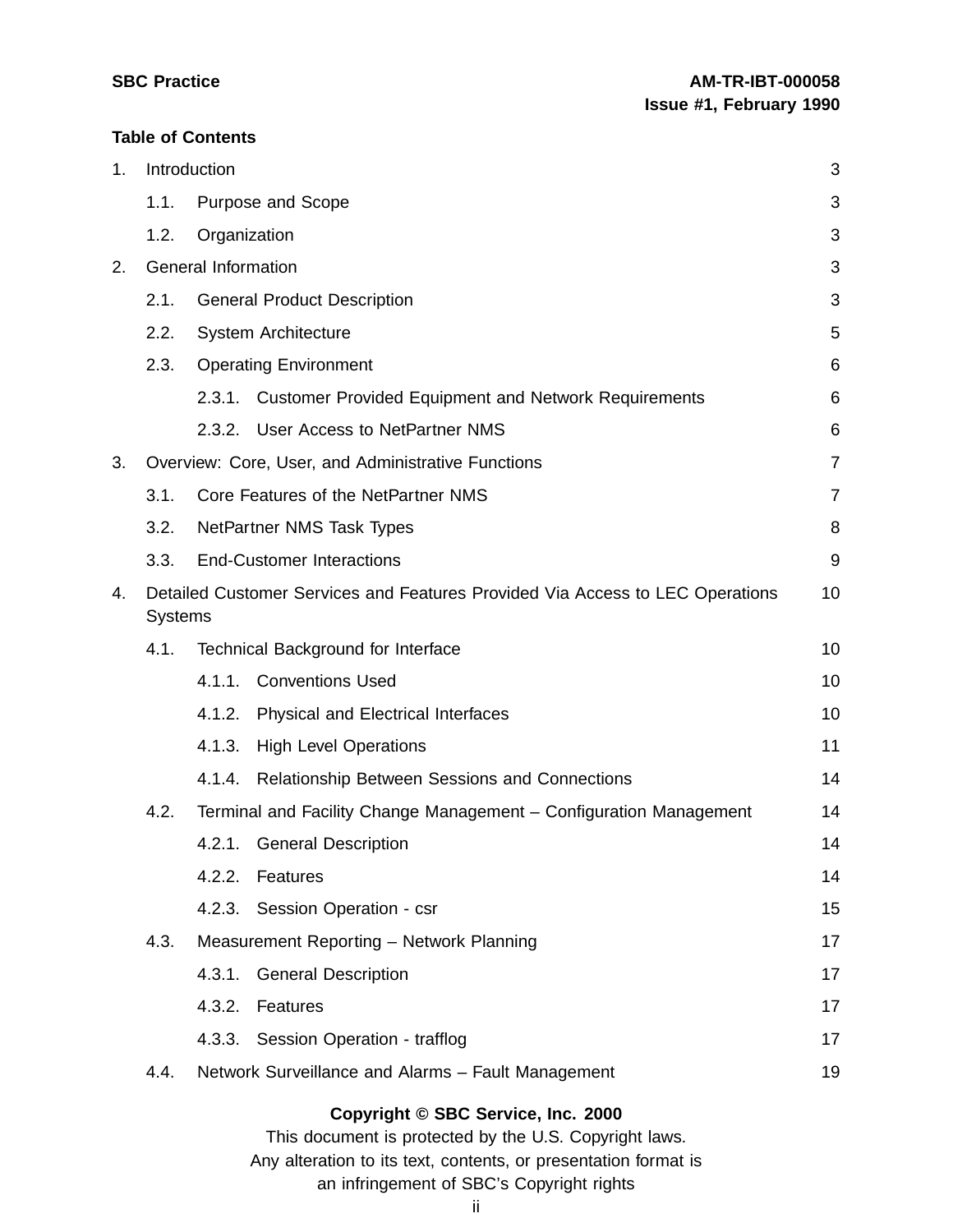**Table of Contents**

| | | |
|---|---|---|
| 1. | Introduction | 3 |
| | 1.1. Purpose and Scope | 3 |
| | 1.2. Organization | 3 |
| 2. | General Information | 3 |
| | 2.1. General Product Description | 3 |
| | 2.2. System Architecture | 5 |
| | 2.3. Operating Environment | 6 |
| | 2.3.1. Customer Provided Equipment and Network Requirements | 6 |
| | 2.3.2. User Access to NetPartner NMS | 6 |
| 3. | Overview: Core, User, and Administrative Functions | 7 |
| | 3.1. Core Features of the NetPartner NMS | 7 |
| | 3.2. NetPartner NMS Task Types | 8 |
| | 3.3. End-Customer Interactions | 9 |
| 4. | Detailed Customer Services and Features Provided Via Access to LEC Operations Systems | 10 |
| | 4.1. Technical Background for Interface | 10 |
| | 4.1.1. Conventions Used | 10 |
| | 4.1.2. Physical and Electrical Interfaces | 10 |
| | 4.1.3. High Level Operations | 11 |
| | 4.1.4. Relationship Between Sessions and Connections | 14 |
| | 4.2. Terminal and Facility Change Management – Configuration Management | 14 |
| | 4.2.1. General Description | 14 |
| | 4.2.2. Features | 14 |
| | 4.2.3. Session Operation - csr | 15 |
| | 4.3. Measurement Reporting – Network Planning | 17 |
| | 4.3.1. General Description | 17 |
| | 4.3.2. Features | 17 |
| | 4.3.3. Session Operation - trafflog | 17 |
| | 4.4. Network Surveillance and Alarms – Fault Management | 19 |

**Copyright © SBC Service, Inc. 2000**

This document is protected by the U.S. Copyright laws.
Any alteration to its text, contents, or presentation format is
an infringement of SBC's Copyright rights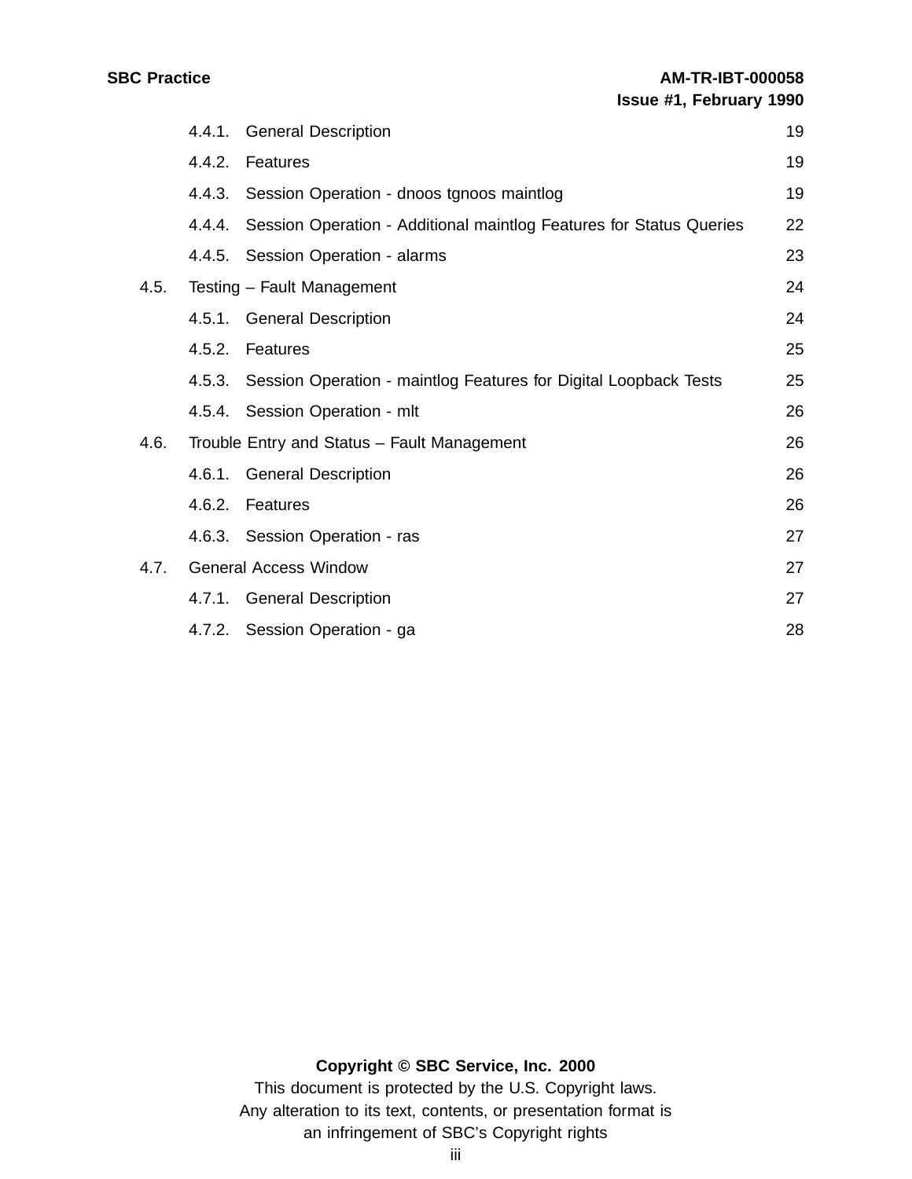| | | |
|---|---|---|
| 4.4.1. | General Description | 19 |
| 4.4.2. | Features | 19 |
| 4.4.3. | Session Operation - dnoos tgnoos maintlog | 19 |
| 4.4.4. | Session Operation - Additional maintlog Features for Status Queries | 22 |
| 4.4.5. | Session Operation - alarms | 23 |
| 4.5. | Testing – Fault Management | 24 |
| 4.5.1. | General Description | 24 |
| 4.5.2. | Features | 25 |
| 4.5.3. | Session Operation - maintlog Features for Digital Loopback Tests | 25 |
| 4.5.4. | Session Operation - mlt | 26 |
| 4.6. | Trouble Entry and Status – Fault Management | 26 |
| 4.6.1. | General Description | 26 |
| 4.6.2. | Features | 26 |
| 4.6.3. | Session Operation - ras | 27 |
| 4.7. | General Access Window | 27 |
| 4.7.1. | General Description | 27 |
| 4.7.2. | Session Operation - ga | 28 |

**Copyright © SBC Service, Inc. 2000**
This document is protected by the U.S. Copyright laws.
Any alteration to its text, contents, or presentation format is
an infringement of SBC's Copyright rights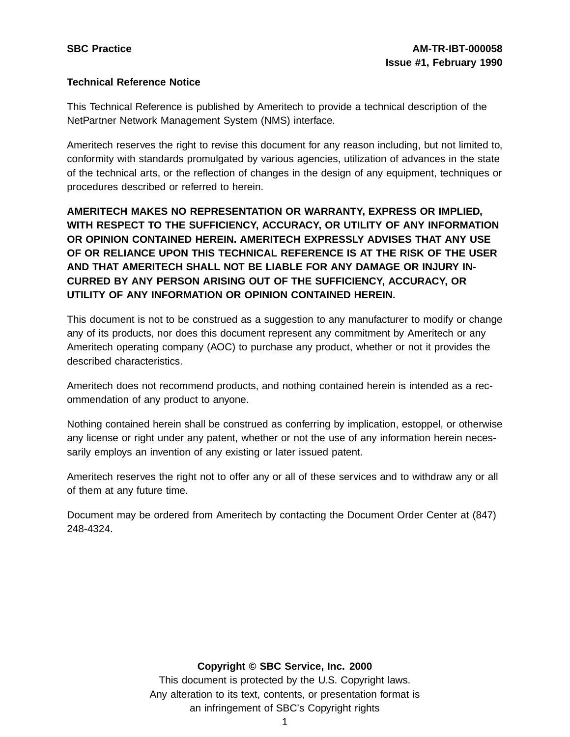## Technical Reference Notice

This Technical Reference is published by Ameritech to provide a technical description of the NetPartner Network Management System (NMS) interface.

Ameritech reserves the right to revise this document for any reason including, but not limited to, conformity with standards promulgated by various agencies, utilization of advances in the state of the technical arts, or the reflection of changes in the design of any equipment, techniques or procedures described or referred to herein.

**AMERITECH MAKES NO REPRESENTATION OR WARRANTY, EXPRESS OR IMPLIED, WITH RESPECT TO THE SUFFICIENCY, ACCURACY, OR UTILITY OF ANY INFORMATION OR OPINION CONTAINED HEREIN. AMERITECH EXPRESSLY ADVISES THAT ANY USE OF OR RELIANCE UPON THIS TECHNICAL REFERENCE IS AT THE RISK OF THE USER AND THAT AMERITECH SHALL NOT BE LIABLE FOR ANY DAMAGE OR INJURY INCURRED BY ANY PERSON ARISING OUT OF THE SUFFICIENCY, ACCURACY, OR UTILITY OF ANY INFORMATION OR OPINION CONTAINED HEREIN.**

This document is not to be construed as a suggestion to any manufacturer to modify or change any of its products, nor does this document represent any commitment by Ameritech or any Ameritech operating company (AOC) to purchase any product, whether or not it provides the described characteristics.

Ameritech does not recommend products, and nothing contained herein is intended as a recommendation of any product to anyone.

Nothing contained herein shall be construed as conferring by implication, estoppel, or otherwise any license or right under any patent, whether or not the use of any information herein necessarily employs an invention of any existing or later issued patent.

Ameritech reserves the right not to offer any or all of these services and to withdraw any or all of them at any future time.

Document may be ordered from Ameritech by contacting the Document Order Center at (847) 248-4324.

**Copyright © SBC Service, Inc. 2000**

This document is protected by the U.S. Copyright laws.
Any alteration to its text, contents, or presentation format is
an infringement of SBC's Copyright rights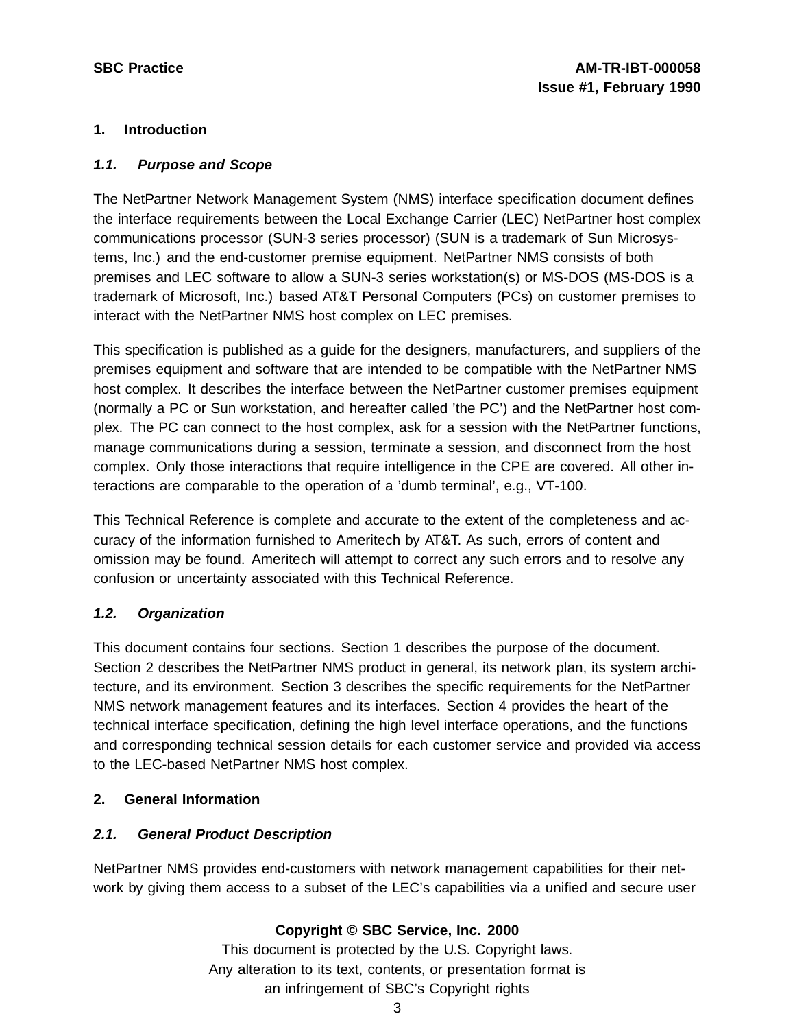## 1. Introduction

### *1.1. Purpose and Scope*

The NetPartner Network Management System (NMS) interface specification document defines the interface requirements between the Local Exchange Carrier (LEC) NetPartner host complex communications processor (SUN-3 series processor) (SUN is a trademark of Sun Microsystems, Inc.) and the end-customer premise equipment. NetPartner NMS consists of both premises and LEC software to allow a SUN-3 series workstation(s) or MS-DOS (MS-DOS is a trademark of Microsoft, Inc.) based AT&T Personal Computers (PCs) on customer premises to interact with the NetPartner NMS host complex on LEC premises.

This specification is published as a guide for the designers, manufacturers, and suppliers of the premises equipment and software that are intended to be compatible with the NetPartner NMS host complex. It describes the interface between the NetPartner customer premises equipment (normally a PC or Sun workstation, and hereafter called 'the PC') and the NetPartner host complex. The PC can connect to the host complex, ask for a session with the NetPartner functions, manage communications during a session, terminate a session, and disconnect from the host complex. Only those interactions that require intelligence in the CPE are covered. All other interactions are comparable to the operation of a 'dumb terminal', e.g., VT-100.

This Technical Reference is complete and accurate to the extent of the completeness and accuracy of the information furnished to Ameritech by AT&T. As such, errors of content and omission may be found. Ameritech will attempt to correct any such errors and to resolve any confusion or uncertainty associated with this Technical Reference.

### *1.2. Organization*

This document contains four sections. Section 1 describes the purpose of the document. Section 2 describes the NetPartner NMS product in general, its network plan, its system architecture, and its environment. Section 3 describes the specific requirements for the NetPartner NMS network management features and its interfaces. Section 4 provides the heart of the technical interface specification, defining the high level interface operations, and the functions and corresponding technical session details for each customer service and provided via access to the LEC-based NetPartner NMS host complex.

## 2. General Information

### *2.1. General Product Description*

NetPartner NMS provides end-customers with network management capabilities for their network by giving them access to a subset of the LEC's capabilities via a unified and secure user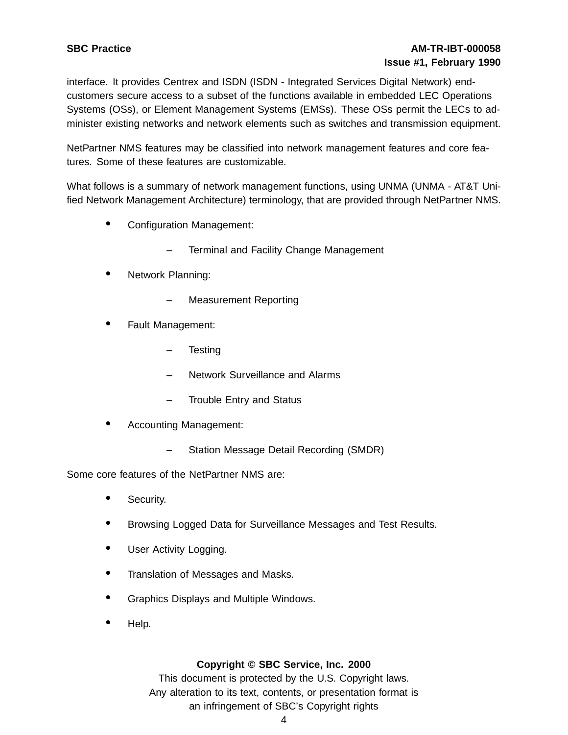interface. It provides Centrex and ISDN (ISDN - Integrated Services Digital Network) end-customers secure access to a subset of the functions available in embedded LEC Operations Systems (OSs), or Element Management Systems (EMSs). These OSs permit the LECs to administer existing networks and network elements such as switches and transmission equipment.

NetPartner NMS features may be classified into network management features and core features. Some of these features are customizable.

What follows is a summary of network management functions, using UNMA (UNMA - AT&T Unified Network Management Architecture) terminology, that are provided through NetPartner NMS.

- Configuration Management:
  - Terminal and Facility Change Management
- Network Planning:
  - Measurement Reporting
- Fault Management:
  - Testing
  - Network Surveillance and Alarms
  - Trouble Entry and Status
- Accounting Management:
  - Station Message Detail Recording (SMDR)

Some core features of the NetPartner NMS are:

- Security.
- Browsing Logged Data for Surveillance Messages and Test Results.
- User Activity Logging.
- Translation of Messages and Masks.
- Graphics Displays and Multiple Windows.
- Help.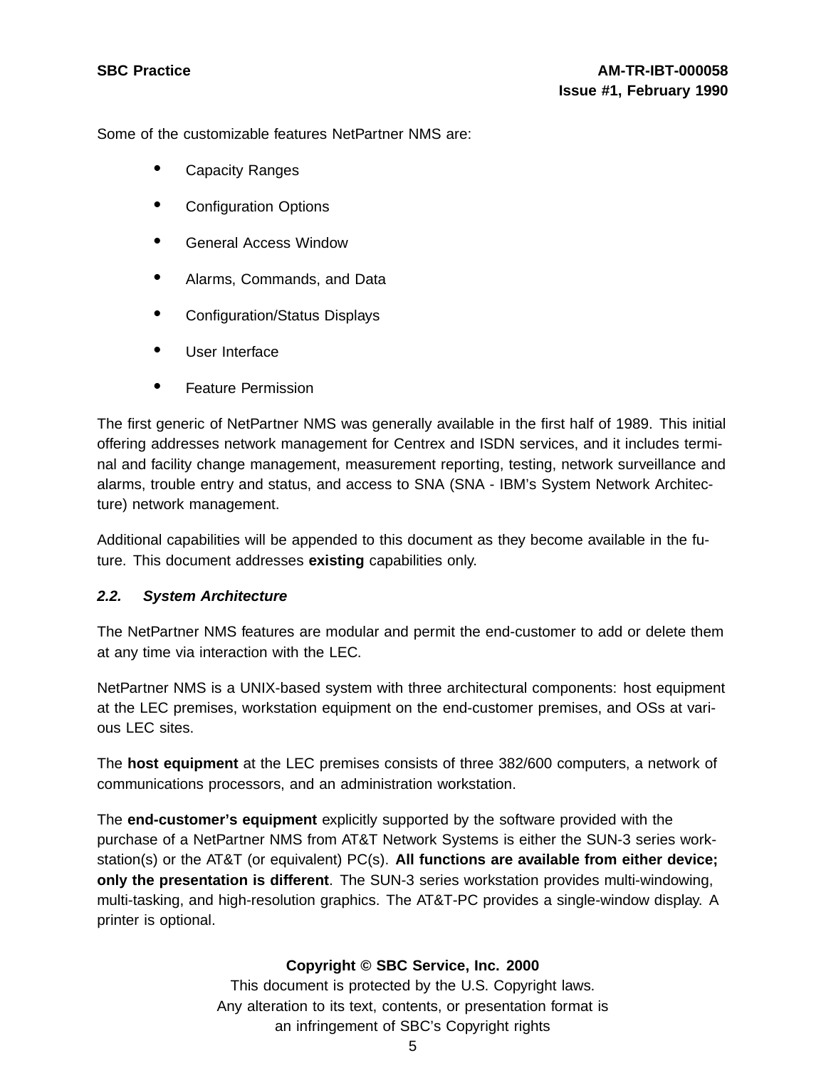Some of the customizable features NetPartner NMS are:

- Capacity Ranges
- Configuration Options
- General Access Window
- Alarms, Commands, and Data
- Configuration/Status Displays
- User Interface
- Feature Permission

The first generic of NetPartner NMS was generally available in the first half of 1989. This initial offering addresses network management for Centrex and ISDN services, and it includes terminal and facility change management, measurement reporting, testing, network surveillance and alarms, trouble entry and status, and access to SNA (SNA - IBM's System Network Architecture) network management.

Additional capabilities will be appended to this document as they become available in the future. This document addresses **existing** capabilities only.

### *2.2. System Architecture*

The NetPartner NMS features are modular and permit the end-customer to add or delete them at any time via interaction with the LEC.

NetPartner NMS is a UNIX-based system with three architectural components: host equipment at the LEC premises, workstation equipment on the end-customer premises, and OSs at various LEC sites.

The **host equipment** at the LEC premises consists of three 382/600 computers, a network of communications processors, and an administration workstation.

The **end-customer's equipment** explicitly supported by the software provided with the purchase of a NetPartner NMS from AT&T Network Systems is either the SUN-3 series workstation(s) or the AT&T (or equivalent) PC(s). **All functions are available from either device; only the presentation is different**. The SUN-3 series workstation provides multi-windowing, multi-tasking, and high-resolution graphics. The AT&T-PC provides a single-window display. A printer is optional.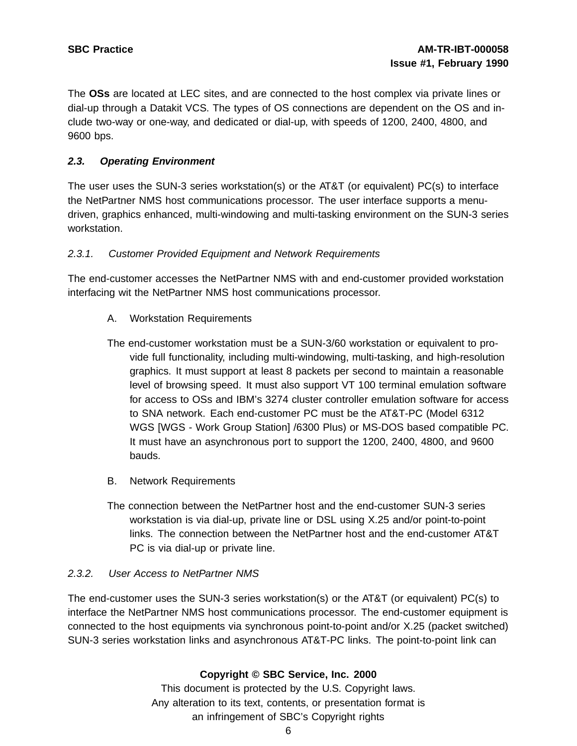The **OSs** are located at LEC sites, and are connected to the host complex via private lines or dial-up through a Datakit VCS. The types of OS connections are dependent on the OS and include two-way or one-way, and dedicated or dial-up, with speeds of 1200, 2400, 4800, and 9600 bps.

### *2.3. Operating Environment*

The user uses the SUN-3 series workstation(s) or the AT&T (or equivalent) PC(s) to interface the NetPartner NMS host communications processor. The user interface supports a menu-driven, graphics enhanced, multi-windowing and multi-tasking environment on the SUN-3 series workstation.

#### *2.3.1. Customer Provided Equipment and Network Requirements*

The end-customer accesses the NetPartner NMS with and end-customer provided workstation interfacing wit the NetPartner NMS host communications processor.

A. Workstation Requirements

The end-customer workstation must be a SUN-3/60 workstation or equivalent to provide full functionality, including multi-windowing, multi-tasking, and high-resolution graphics. It must support at least 8 packets per second to maintain a reasonable level of browsing speed. It must also support VT 100 terminal emulation software for access to OSs and IBM's 3274 cluster controller emulation software for access to SNA network. Each end-customer PC must be the AT&T-PC (Model 6312 WGS [WGS - Work Group Station] /6300 Plus) or MS-DOS based compatible PC. It must have an asynchronous port to support the 1200, 2400, 4800, and 9600 bauds.

B. Network Requirements

The connection between the NetPartner host and the end-customer SUN-3 series workstation is via dial-up, private line or DSL using X.25 and/or point-to-point links. The connection between the NetPartner host and the end-customer AT&T PC is via dial-up or private line.

#### *2.3.2. User Access to NetPartner NMS*

The end-customer uses the SUN-3 series workstation(s) or the AT&T (or equivalent) PC(s) to interface the NetPartner NMS host communications processor. The end-customer equipment is connected to the host equipments via synchronous point-to-point and/or X.25 (packet switched) SUN-3 series workstation links and asynchronous AT&T-PC links. The point-to-point link can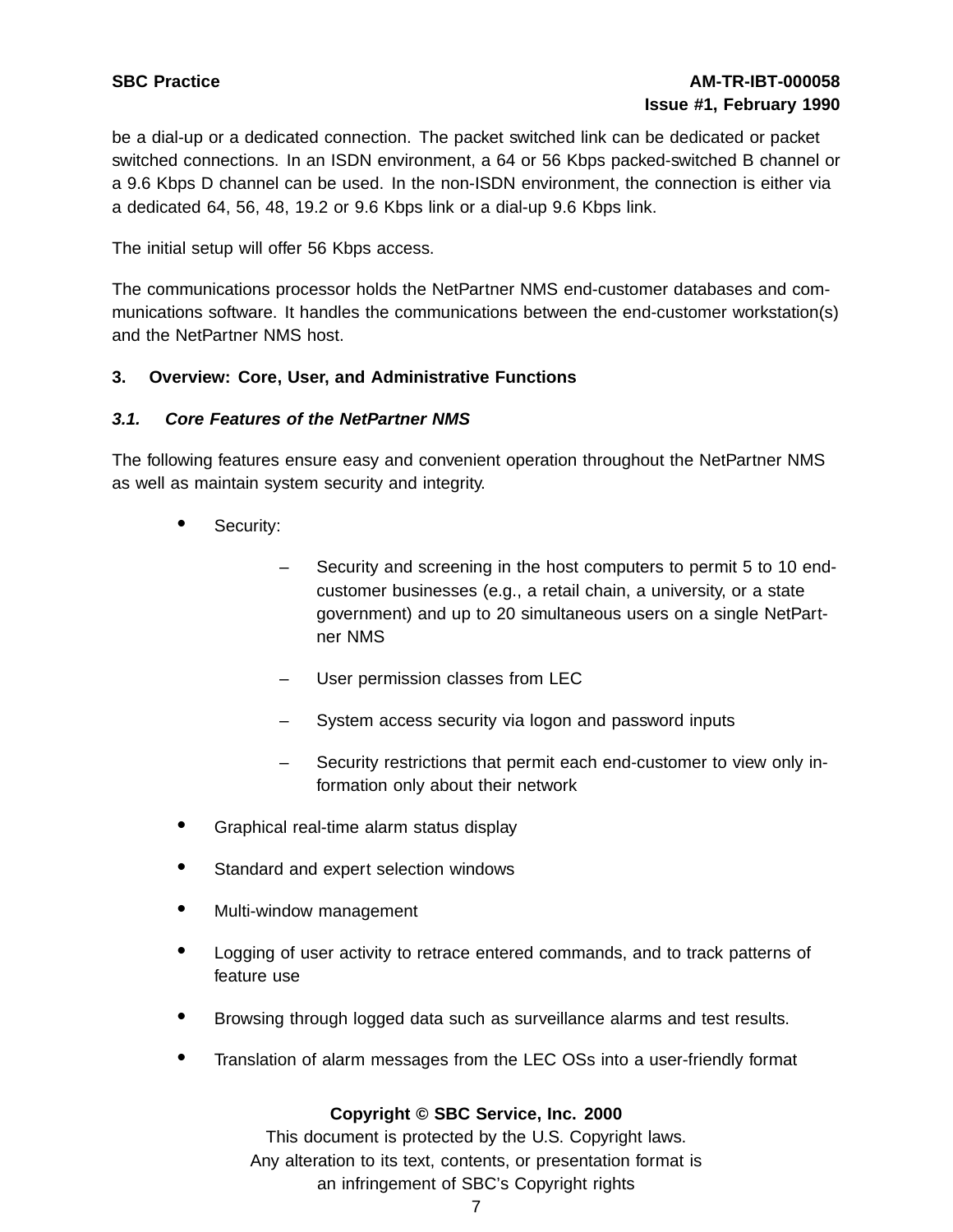be a dial-up or a dedicated connection. The packet switched link can be dedicated or packet switched connections. In an ISDN environment, a 64 or 56 Kbps packed-switched B channel or a 9.6 Kbps D channel can be used. In the non-ISDN environment, the connection is either via a dedicated 64, 56, 48, 19.2 or 9.6 Kbps link or a dial-up 9.6 Kbps link.

The initial setup will offer 56 Kbps access.

The communications processor holds the NetPartner NMS end-customer databases and communications software. It handles the communications between the end-customer workstation(s) and the NetPartner NMS host.

## 3. Overview: Core, User, and Administrative Functions

### *3.1. Core Features of the NetPartner NMS*

The following features ensure easy and convenient operation throughout the NetPartner NMS as well as maintain system security and integrity.

- Security:
  - Security and screening in the host computers to permit 5 to 10 end-customer businesses (e.g., a retail chain, a university, or a state government) and up to 20 simultaneous users on a single NetPartner NMS
  - User permission classes from LEC
  - System access security via logon and password inputs
  - Security restrictions that permit each end-customer to view only information only about their network
- Graphical real-time alarm status display
- Standard and expert selection windows
- Multi-window management
- Logging of user activity to retrace entered commands, and to track patterns of feature use
- Browsing through logged data such as surveillance alarms and test results.
- Translation of alarm messages from the LEC OSs into a user-friendly format

**Copyright © SBC Service, Inc. 2000**
This document is protected by the U.S. Copyright laws.
Any alteration to its text, contents, or presentation format is
an infringement of SBC's Copyright rights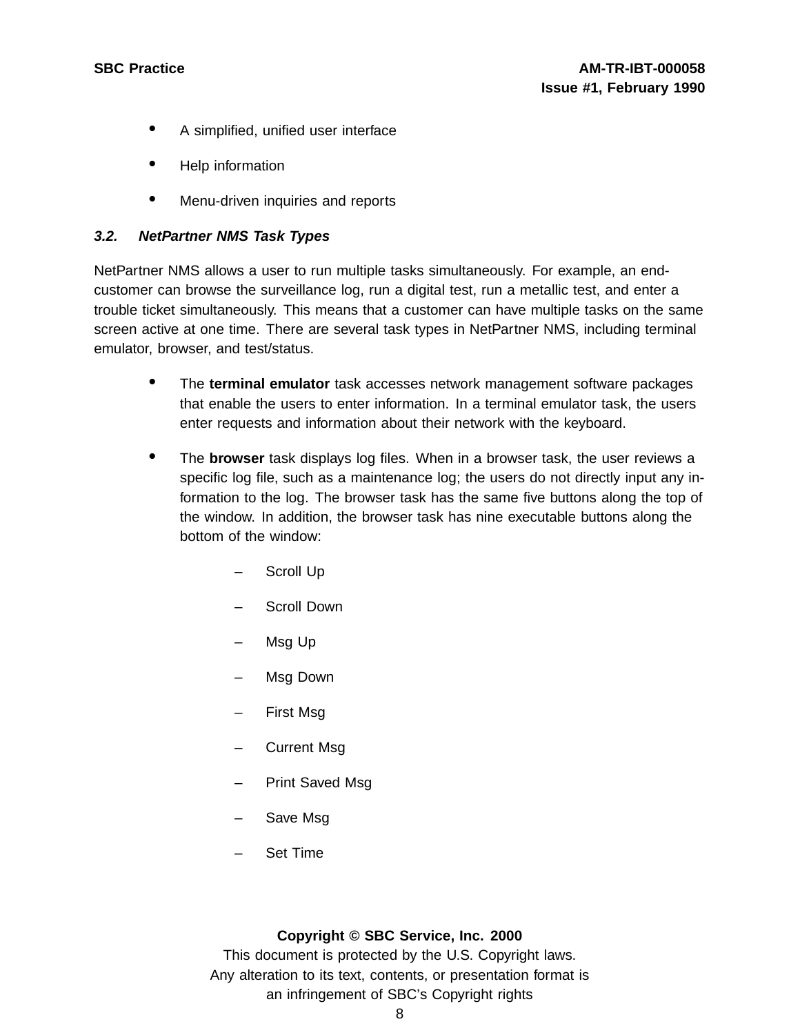- A simplified, unified user interface
- Help information
- Menu-driven inquiries and reports

### *3.2. NetPartner NMS Task Types*

NetPartner NMS allows a user to run multiple tasks simultaneously. For example, an end-customer can browse the surveillance log, run a digital test, run a metallic test, and enter a trouble ticket simultaneously. This means that a customer can have multiple tasks on the same screen active at one time. There are several task types in NetPartner NMS, including terminal emulator, browser, and test/status.

- The **terminal emulator** task accesses network management software packages that enable the users to enter information. In a terminal emulator task, the users enter requests and information about their network with the keyboard.
- The **browser** task displays log files. When in a browser task, the user reviews a specific log file, such as a maintenance log; the users do not directly input any information to the log. The browser task has the same five buttons along the top of the window. In addition, the browser task has nine executable buttons along the bottom of the window:
  - Scroll Up
  - Scroll Down
  - Msg Up
  - Msg Down
  - First Msg
  - Current Msg
  - Print Saved Msg
  - Save Msg
  - Set Time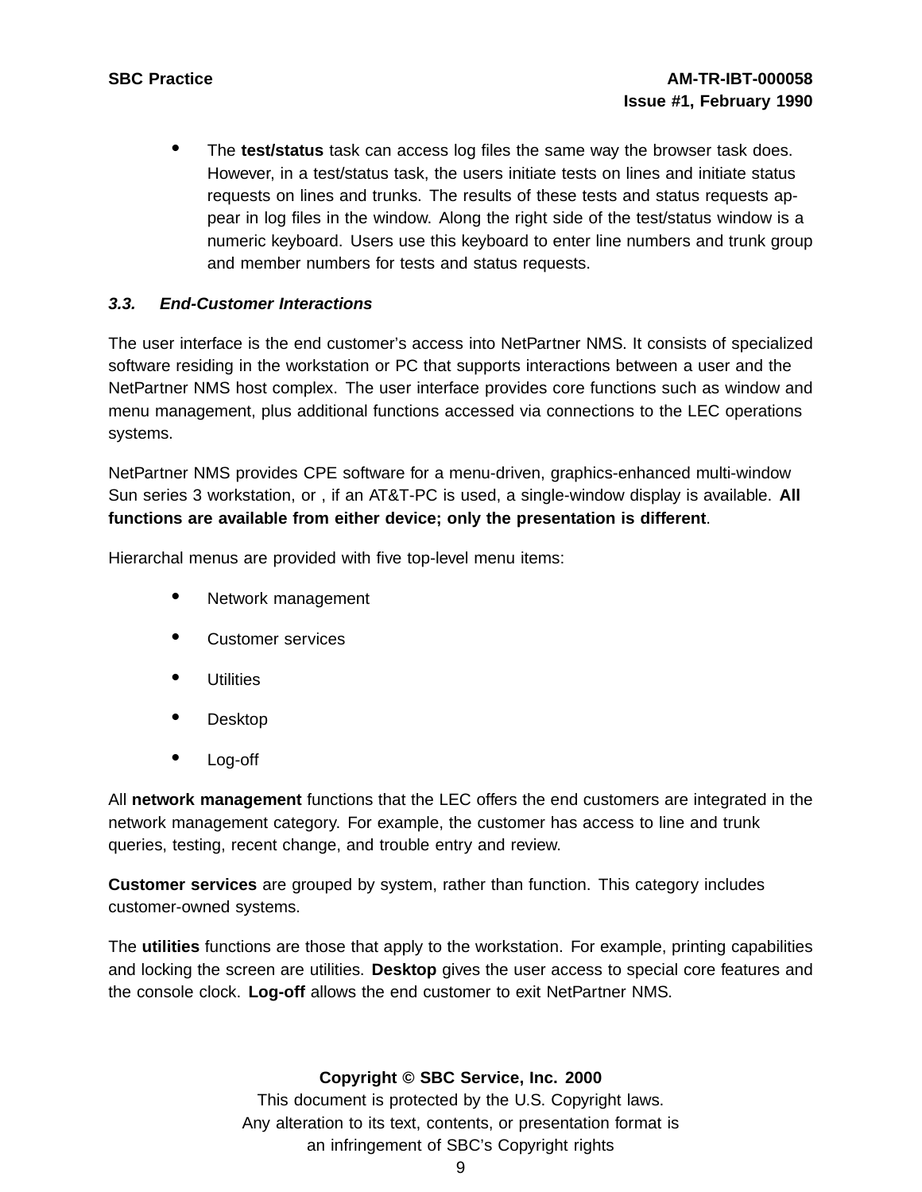- The **test/status** task can access log files the same way the browser task does. However, in a test/status task, the users initiate tests on lines and initiate status requests on lines and trunks. The results of these tests and status requests appear in log files in the window. Along the right side of the test/status window is a numeric keyboard. Users use this keyboard to enter line numbers and trunk group and member numbers for tests and status requests.

### *3.3. End-Customer Interactions*

The user interface is the end customer's access into NetPartner NMS. It consists of specialized software residing in the workstation or PC that supports interactions between a user and the NetPartner NMS host complex. The user interface provides core functions such as window and menu management, plus additional functions accessed via connections to the LEC operations systems.

NetPartner NMS provides CPE software for a menu-driven, graphics-enhanced multi-window Sun series 3 workstation, or , if an AT&T-PC is used, a single-window display is available. **All functions are available from either device; only the presentation is different**.

Hierarchal menus are provided with five top-level menu items:

- Network management
- Customer services
- Utilities
- Desktop
- Log-off

All **network management** functions that the LEC offers the end customers are integrated in the network management category. For example, the customer has access to line and trunk queries, testing, recent change, and trouble entry and review.

**Customer services** are grouped by system, rather than function. This category includes customer-owned systems.

The **utilities** functions are those that apply to the workstation. For example, printing capabilities and locking the screen are utilities. **Desktop** gives the user access to special core features and the console clock. **Log-off** allows the end customer to exit NetPartner NMS.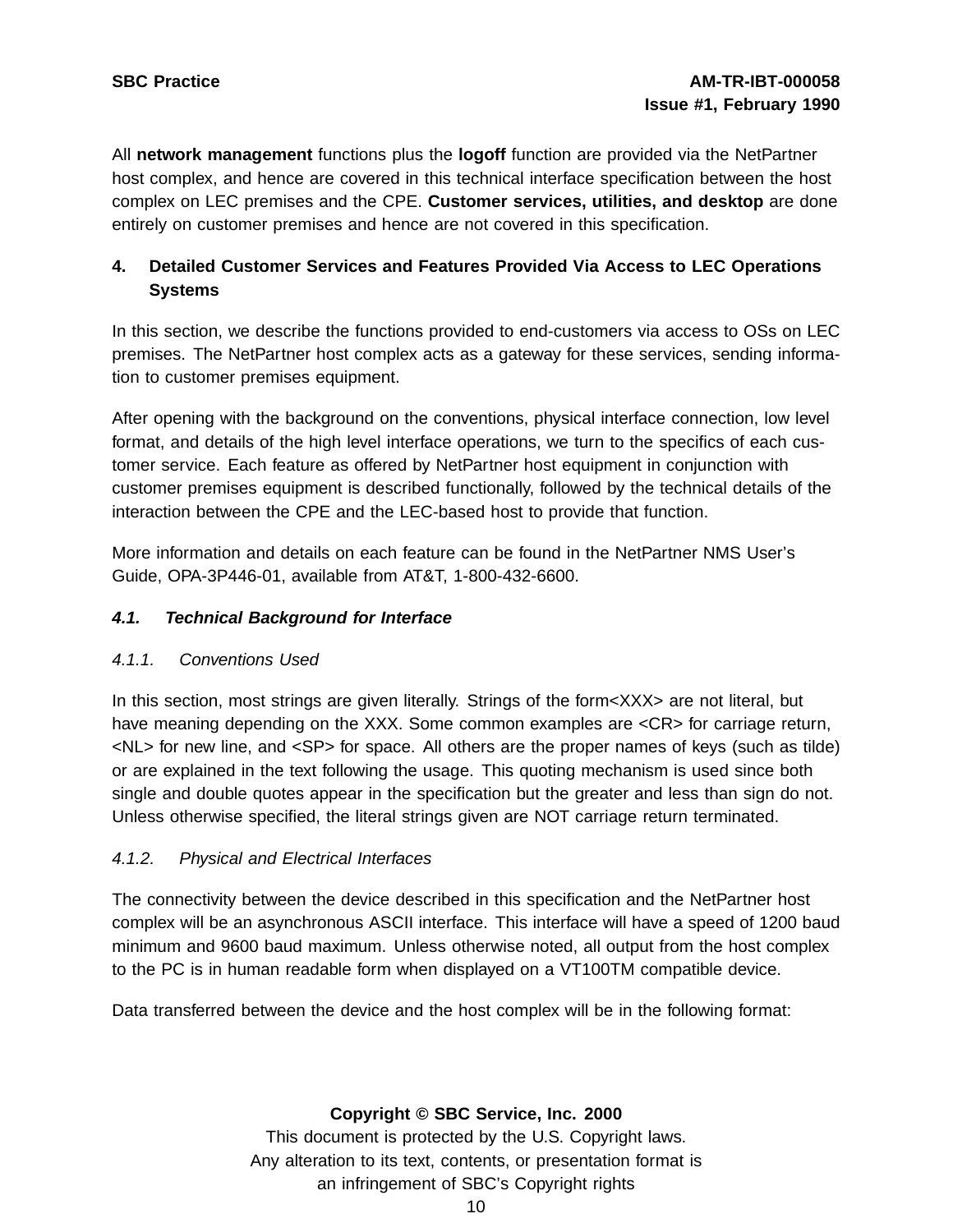All **network management** functions plus the **logoff** function are provided via the NetPartner host complex, and hence are covered in this technical interface specification between the host complex on LEC premises and the CPE. **Customer services, utilities, and desktop** are done entirely on customer premises and hence are not covered in this specification.

## 4. Detailed Customer Services and Features Provided Via Access to LEC Operations Systems

In this section, we describe the functions provided to end-customers via access to OSs on LEC premises. The NetPartner host complex acts as a gateway for these services, sending information to customer premises equipment.

After opening with the background on the conventions, physical interface connection, low level format, and details of the high level interface operations, we turn to the specifics of each customer service. Each feature as offered by NetPartner host equipment in conjunction with customer premises equipment is described functionally, followed by the technical details of the interaction between the CPE and the LEC-based host to provide that function.

More information and details on each feature can be found in the NetPartner NMS User's Guide, OPA-3P446-01, available from AT&T, 1-800-432-6600.

### *4.1. Technical Background for Interface*

#### *4.1.1. Conventions Used*

In this section, most strings are given literally. Strings of the form<XXX> are not literal, but have meaning depending on the XXX. Some common examples are <CR> for carriage return, <NL> for new line, and <SP> for space. All others are the proper names of keys (such as tilde) or are explained in the text following the usage. This quoting mechanism is used since both single and double quotes appear in the specification but the greater and less than sign do not. Unless otherwise specified, the literal strings given are NOT carriage return terminated.

#### *4.1.2. Physical and Electrical Interfaces*

The connectivity between the device described in this specification and the NetPartner host complex will be an asynchronous ASCII interface. This interface will have a speed of 1200 baud minimum and 9600 baud maximum. Unless otherwise noted, all output from the host complex to the PC is in human readable form when displayed on a VT100TM compatible device.

Data transferred between the device and the host complex will be in the following format: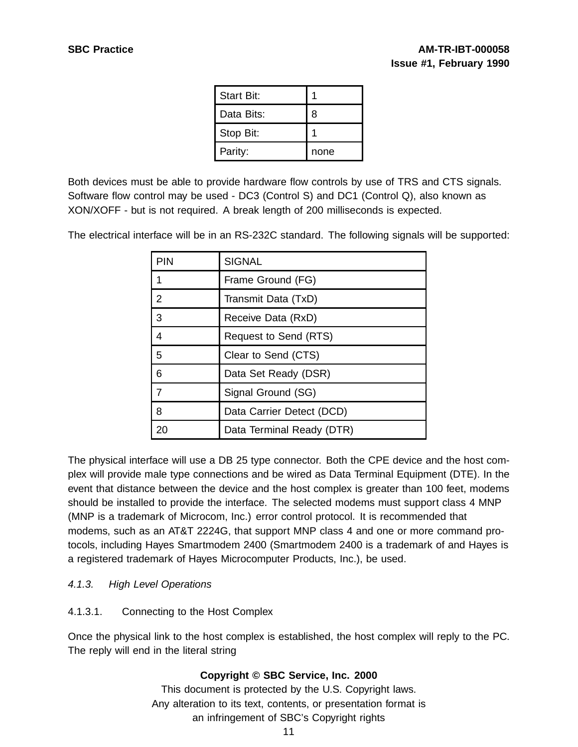| Start Bit: | 1 |
|---|---|
| Data Bits: | 8 |
| Stop Bit: | 1 |
| Parity: | none |

Both devices must be able to provide hardware flow controls by use of TRS and CTS signals. Software flow control may be used - DC3 (Control S) and DC1 (Control Q), also known as XON/XOFF - but is not required. A break length of 200 milliseconds is expected.

The electrical interface will be in an RS-232C standard. The following signals will be supported:

| PIN | SIGNAL |
|---|---|
| 1 | Frame Ground (FG) |
| 2 | Transmit Data (TxD) |
| 3 | Receive Data (RxD) |
| 4 | Request to Send (RTS) |
| 5 | Clear to Send (CTS) |
| 6 | Data Set Ready (DSR) |
| 7 | Signal Ground (SG) |
| 8 | Data Carrier Detect (DCD) |
| 20 | Data Terminal Ready (DTR) |

The physical interface will use a DB 25 type connector. Both the CPE device and the host complex will provide male type connections and be wired as Data Terminal Equipment (DTE). In the event that distance between the device and the host complex is greater than 100 feet, modems should be installed to provide the interface. The selected modems must support class 4 MNP (MNP is a trademark of Microcom, Inc.) error control protocol. It is recommended that modems, such as an AT&T 2224G, that support MNP class 4 and one or more command protocols, including Hayes Smartmodem 2400 (Smartmodem 2400 is a trademark of and Hayes is a registered trademark of Hayes Microcomputer Products, Inc.), be used.

### *4.1.3. High Level Operations*

#### 4.1.3.1. Connecting to the Host Complex

Once the physical link to the host complex is established, the host complex will reply to the PC. The reply will end in the literal string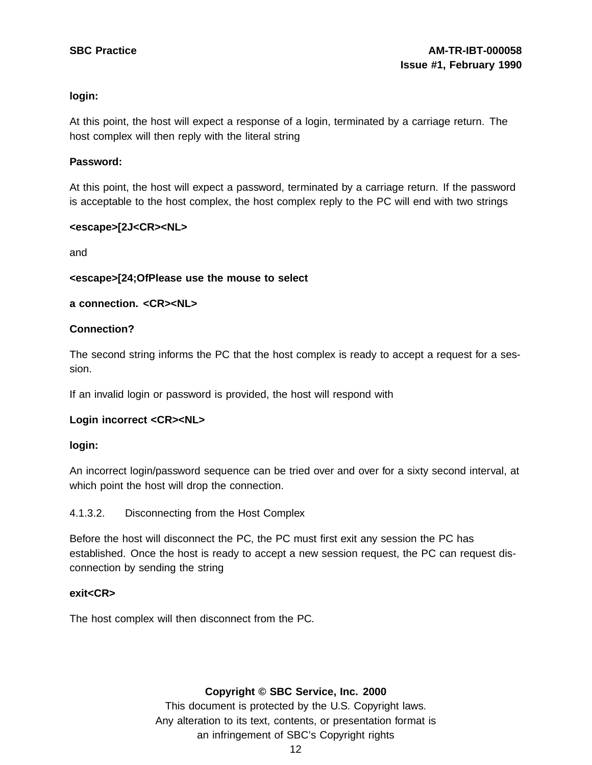**login:**

At this point, the host will expect a response of a login, terminated by a carriage return. The host complex will then reply with the literal string

**Password:**

At this point, the host will expect a password, terminated by a carriage return. If the password is acceptable to the host complex, the host complex reply to the PC will end with two strings

**<escape>[2J<CR><NL>**

and

**<escape>[24;OfPlease use the mouse to select**

**a connection. <CR><NL>**

**Connection?**

The second string informs the PC that the host complex is ready to accept a request for a session.

If an invalid login or password is provided, the host will respond with

**Login incorrect <CR><NL>**

**login:**

An incorrect login/password sequence can be tried over and over for a sixty second interval, at which point the host will drop the connection.

4.1.3.2. Disconnecting from the Host Complex

Before the host will disconnect the PC, the PC must first exit any session the PC has established. Once the host is ready to accept a new session request, the PC can request disconnection by sending the string

**exit<CR>**

The host complex will then disconnect from the PC.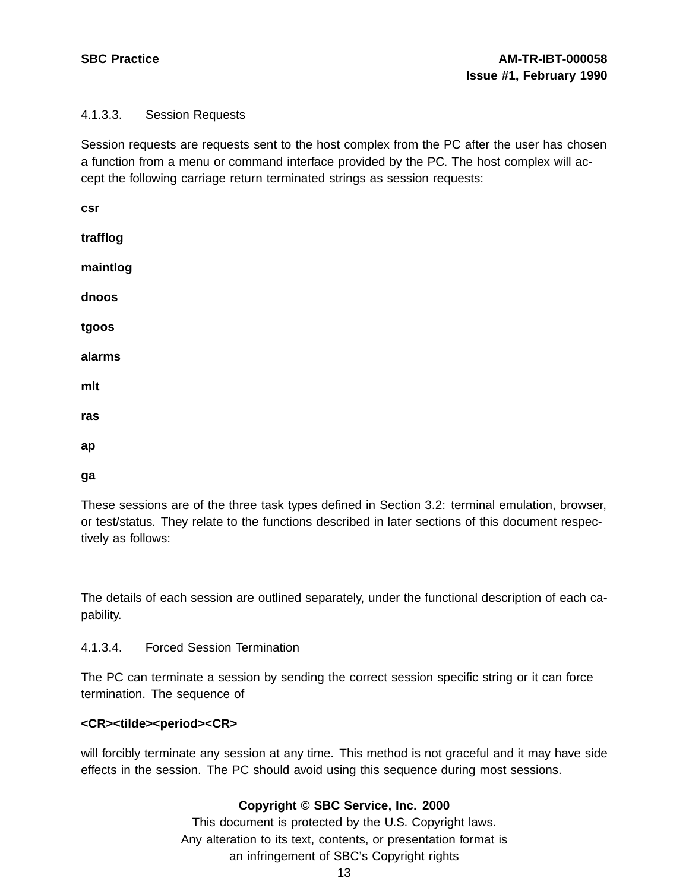#### 4.1.3.3. Session Requests

Session requests are requests sent to the host complex from the PC after the user has chosen a function from a menu or command interface provided by the PC. The host complex will accept the following carriage return terminated strings as session requests:

**csr**

**trafflog**

**maintlog**

**dnoos**

**tgoos**

**alarms**

**mlt**

**ras**

**ap**

**ga**

These sessions are of the three task types defined in Section 3.2: terminal emulation, browser, or test/status. They relate to the functions described in later sections of this document respectively as follows:

The details of each session are outlined separately, under the functional description of each capability.

#### 4.1.3.4. Forced Session Termination

The PC can terminate a session by sending the correct session specific string or it can force termination. The sequence of

**<CR><tilde><period><CR>**

will forcibly terminate any session at any time. This method is not graceful and it may have side effects in the session. The PC should avoid using this sequence during most sessions.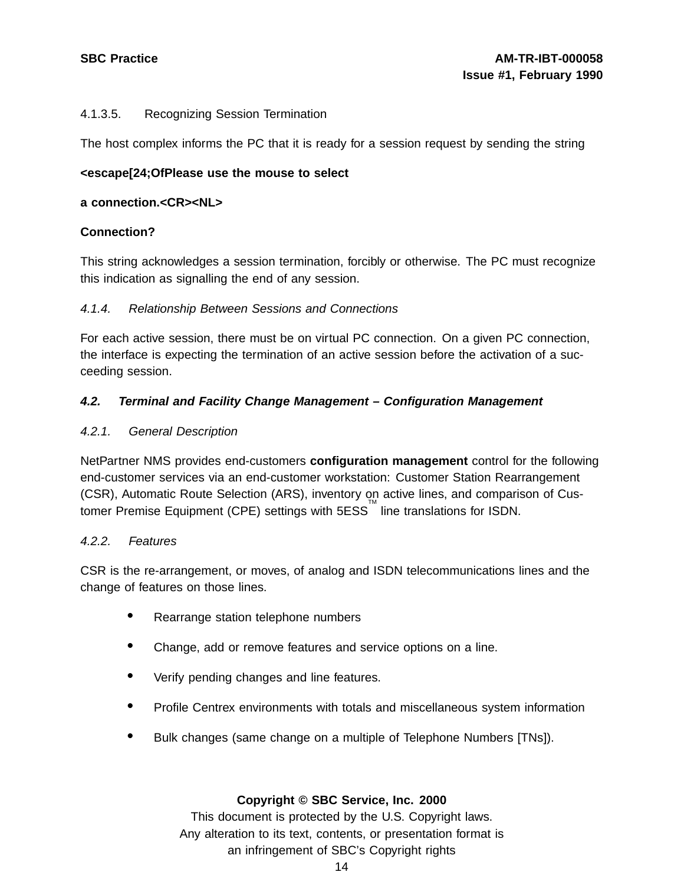4.1.3.5. Recognizing Session Termination

The host complex informs the PC that it is ready for a session request by sending the string

**<escape[24;OfPlease use the mouse to select**

**a connection.<CR><NL>**

**Connection?**

This string acknowledges a session termination, forcibly or otherwise. The PC must recognize this indication as signalling the end of any session.

*4.1.4. Relationship Between Sessions and Connections*

For each active session, there must be on virtual PC connection. On a given PC connection, the interface is expecting the termination of an active session before the activation of a succeeding session.

## *4.2. Terminal and Facility Change Management – Configuration Management*

*4.2.1. General Description*

NetPartner NMS provides end-customers **configuration management** control for the following end-customer services via an end-customer workstation: Customer Station Rearrangement (CSR), Automatic Route Selection (ARS), inventory on active lines, and comparison of Customer Premise Equipment (CPE) settings with 5ESS™ line translations for ISDN.

*4.2.2. Features*

CSR is the re-arrangement, or moves, of analog and ISDN telecommunications lines and the change of features on those lines.

- Rearrange station telephone numbers
- Change, add or remove features and service options on a line.
- Verify pending changes and line features.
- Profile Centrex environments with totals and miscellaneous system information
- Bulk changes (same change on a multiple of Telephone Numbers [TNs]).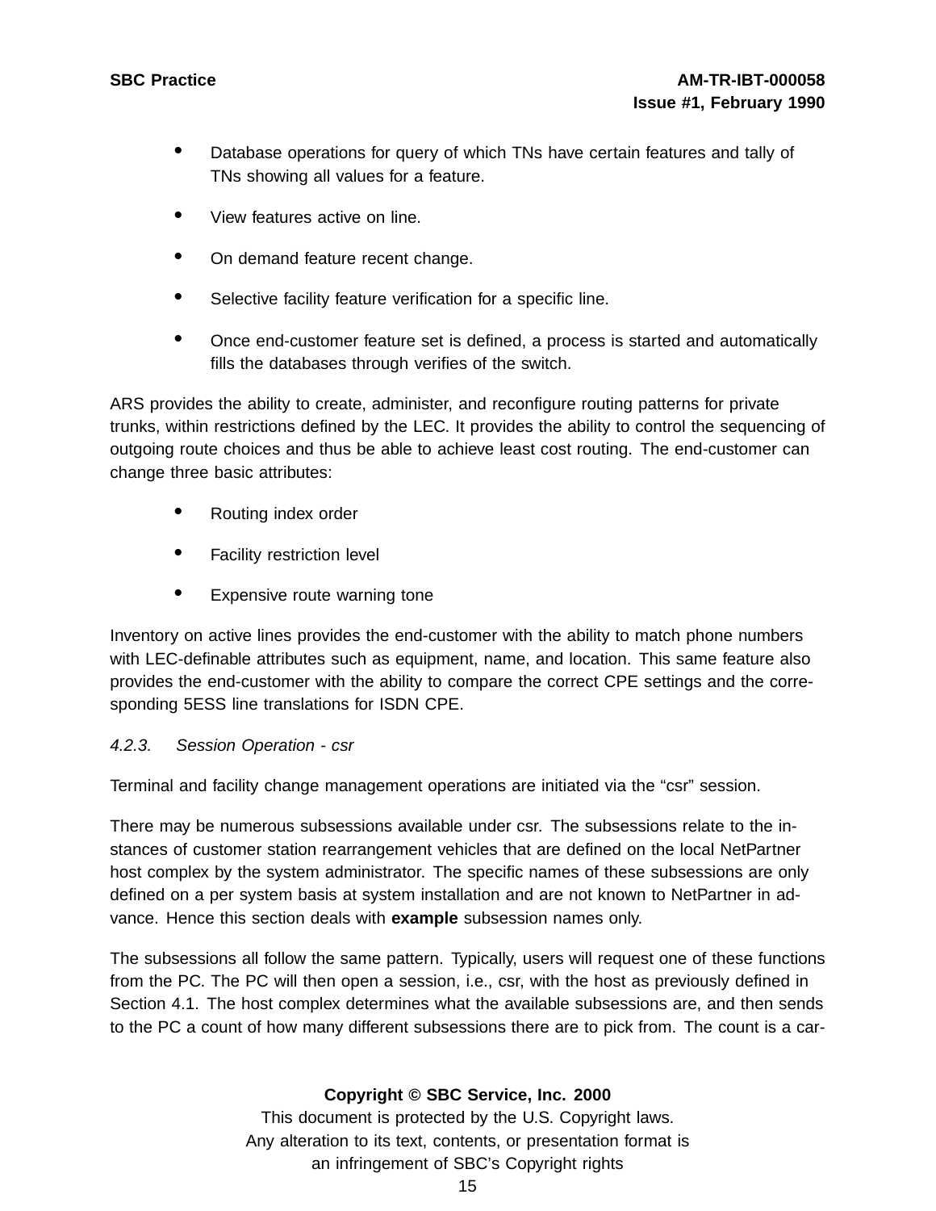- Database operations for query of which TNs have certain features and tally of TNs showing all values for a feature.
- View features active on line.
- On demand feature recent change.
- Selective facility feature verification for a specific line.
- Once end-customer feature set is defined, a process is started and automatically fills the databases through verifies of the switch.

ARS provides the ability to create, administer, and reconfigure routing patterns for private trunks, within restrictions defined by the LEC. It provides the ability to control the sequencing of outgoing route choices and thus be able to achieve least cost routing. The end-customer can change three basic attributes:

- Routing index order
- Facility restriction level
- Expensive route warning tone

Inventory on active lines provides the end-customer with the ability to match phone numbers with LEC-definable attributes such as equipment, name, and location. This same feature also provides the end-customer with the ability to compare the correct CPE settings and the corresponding 5ESS line translations for ISDN CPE.

*4.2.3. Session Operation - csr*

Terminal and facility change management operations are initiated via the “csr” session.

There may be numerous subsessions available under csr. The subsessions relate to the instances of customer station rearrangement vehicles that are defined on the local NetPartner host complex by the system administrator. The specific names of these subsessions are only defined on a per system basis at system installation and are not known to NetPartner in advance. Hence this section deals with **example** subsession names only.

The subsessions all follow the same pattern. Typically, users will request one of these functions from the PC. The PC will then open a session, i.e., csr, with the host as previously defined in Section 4.1. The host complex determines what the available subsessions are, and then sends to the PC a count of how many different subsessions there are to pick from. The count is a car-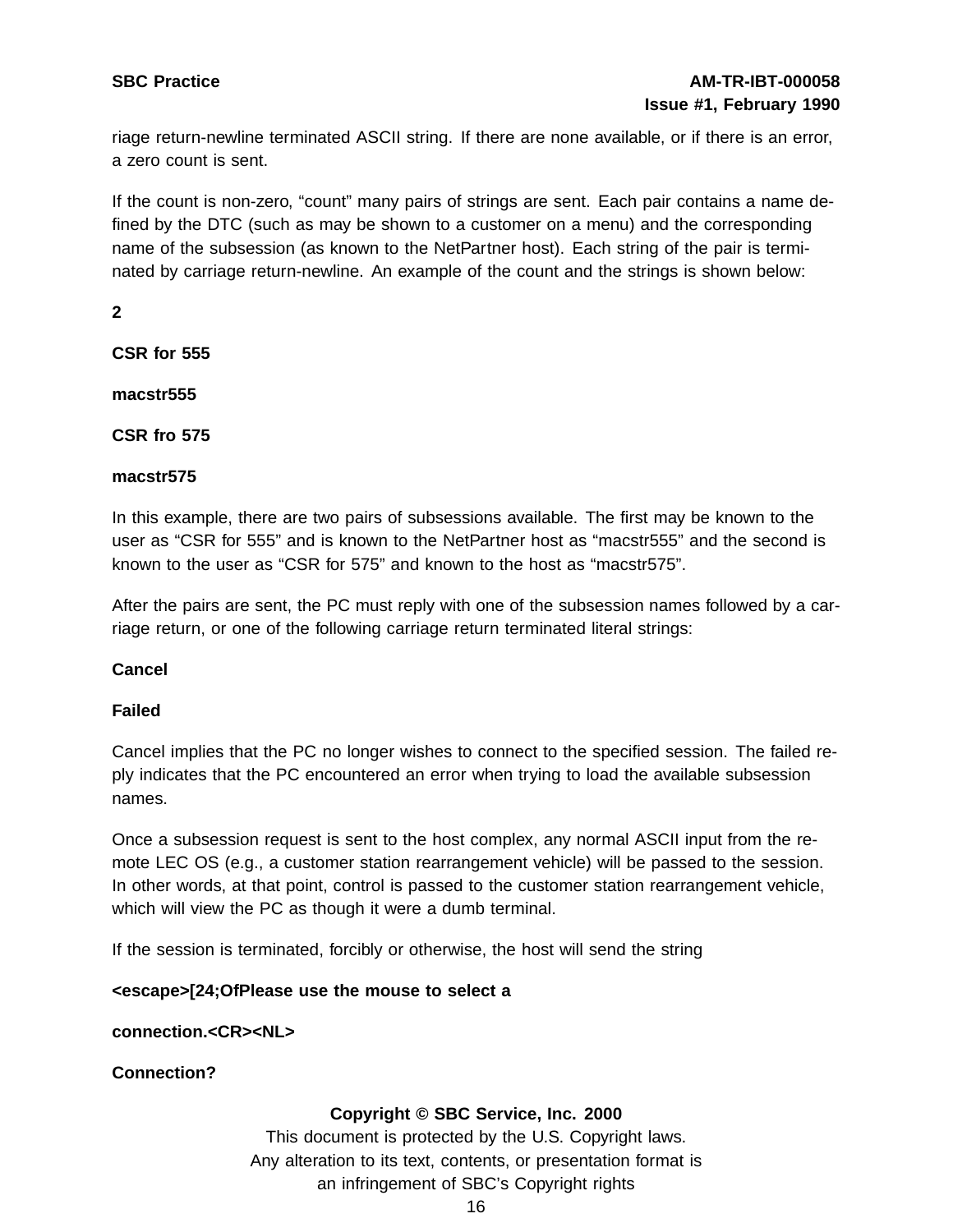riage return-newline terminated ASCII string. If there are none available, or if there is an error, a zero count is sent.

If the count is non-zero, "count" many pairs of strings are sent. Each pair contains a name defined by the DTC (such as may be shown to a customer on a menu) and the corresponding name of the subsession (as known to the NetPartner host). Each string of the pair is terminated by carriage return-newline. An example of the count and the strings is shown below:

**2**

**CSR for 555**

**macstr555**

**CSR fro 575**

**macstr575**

In this example, there are two pairs of subsessions available. The first may be known to the user as "CSR for 555" and is known to the NetPartner host as "macstr555" and the second is known to the user as "CSR for 575" and known to the host as "macstr575".

After the pairs are sent, the PC must reply with one of the subsession names followed by a carriage return, or one of the following carriage return terminated literal strings:

**Cancel**

**Failed**

Cancel implies that the PC no longer wishes to connect to the specified session. The failed reply indicates that the PC encountered an error when trying to load the available subsession names.

Once a subsession request is sent to the host complex, any normal ASCII input from the remote LEC OS (e.g., a customer station rearrangement vehicle) will be passed to the session. In other words, at that point, control is passed to the customer station rearrangement vehicle, which will view the PC as though it were a dumb terminal.

If the session is terminated, forcibly or otherwise, the host will send the string

**<escape>[24;OfPlease use the mouse to select a**

**connection.<CR><NL>**

**Connection?**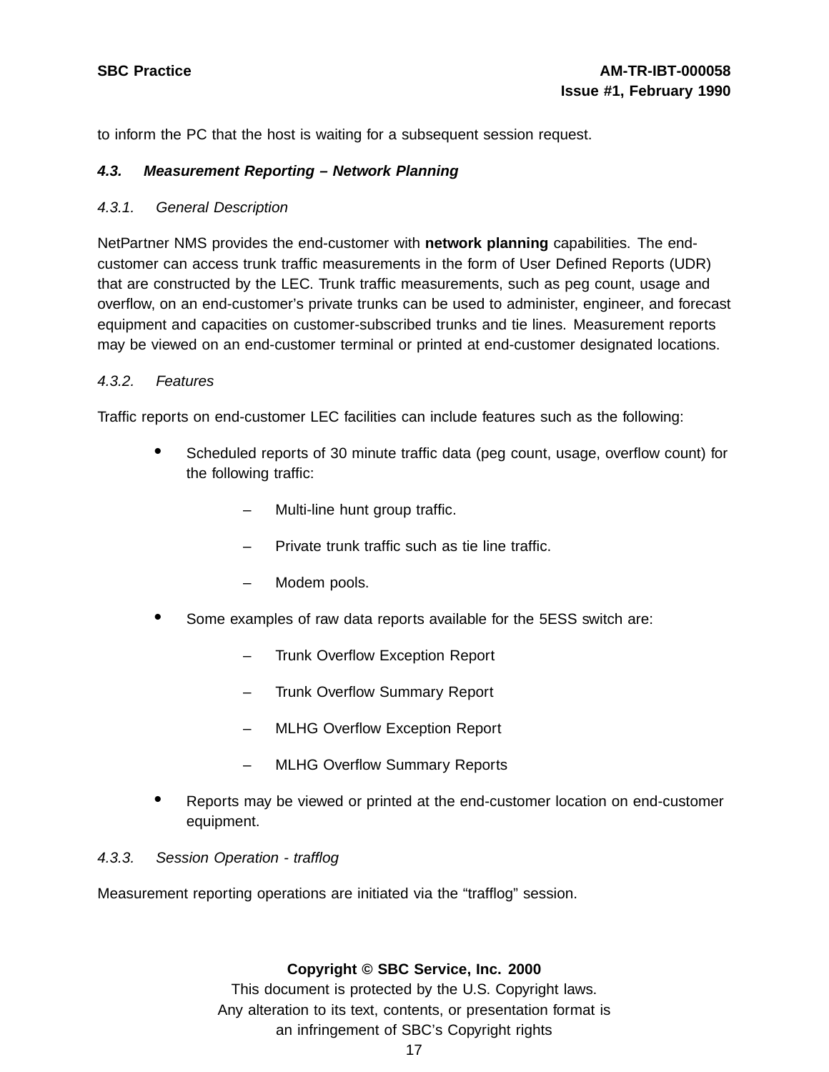to inform the PC that the host is waiting for a subsequent session request.

### *4.3. Measurement Reporting – Network Planning*

#### *4.3.1. General Description*

NetPartner NMS provides the end-customer with **network planning** capabilities. The end-customer can access trunk traffic measurements in the form of User Defined Reports (UDR) that are constructed by the LEC. Trunk traffic measurements, such as peg count, usage and overflow, on an end-customer's private trunks can be used to administer, engineer, and forecast equipment and capacities on customer-subscribed trunks and tie lines. Measurement reports may be viewed on an end-customer terminal or printed at end-customer designated locations.

#### *4.3.2. Features*

Traffic reports on end-customer LEC facilities can include features such as the following:

- Scheduled reports of 30 minute traffic data (peg count, usage, overflow count) for the following traffic:
  - Multi-line hunt group traffic.
  - Private trunk traffic such as tie line traffic.
  - Modem pools.
- Some examples of raw data reports available for the 5ESS switch are:
  - Trunk Overflow Exception Report
  - Trunk Overflow Summary Report
  - MLHG Overflow Exception Report
  - MLHG Overflow Summary Reports
- Reports may be viewed or printed at the end-customer location on end-customer equipment.

#### *4.3.3. Session Operation - trafflog*

Measurement reporting operations are initiated via the "trafflog" session.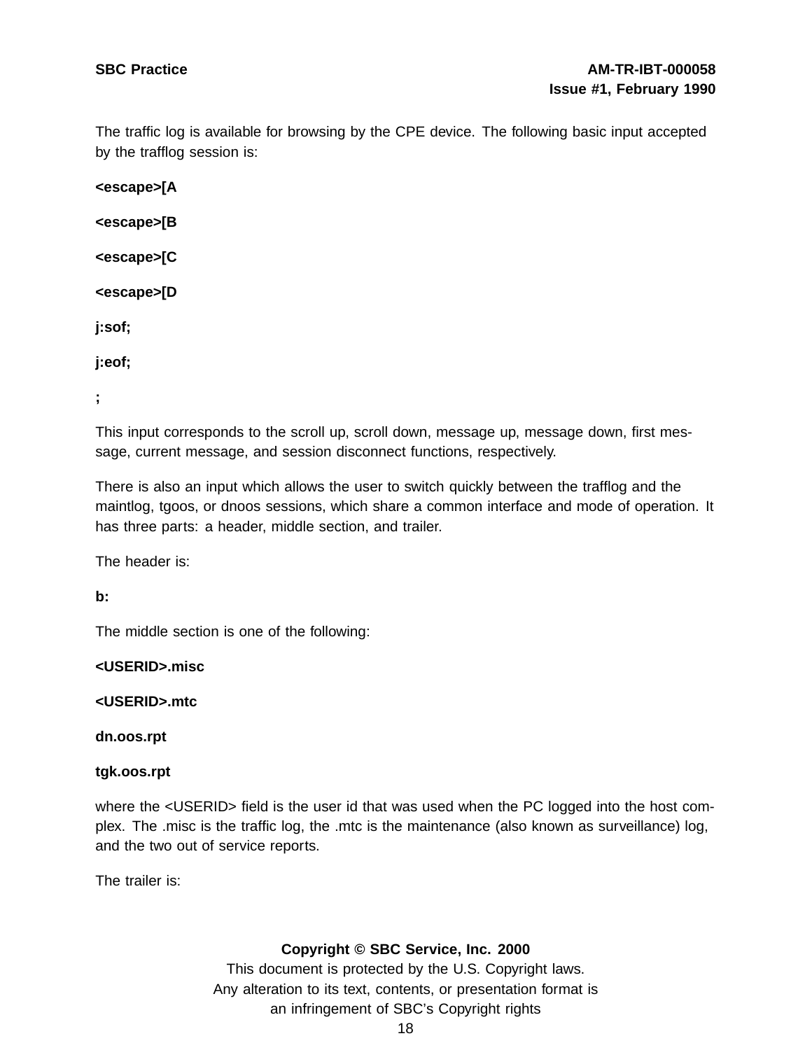The traffic log is available for browsing by the CPE device. The following basic input accepted by the trafflog session is:

**<escape>[A**

**<escape>[B**

**<escape>[C**

**<escape>[D**

**j:sof;**

**j:eof;**

**;**

This input corresponds to the scroll up, scroll down, message up, message down, first message, current message, and session disconnect functions, respectively.

There is also an input which allows the user to switch quickly between the trafflog and the maintlog, tgoos, or dnoos sessions, which share a common interface and mode of operation. It has three parts: a header, middle section, and trailer.

The header is:

**b:**

The middle section is one of the following:

**<USERID>.misc**

**<USERID>.mtc**

**dn.oos.rpt**

**tgk.oos.rpt**

where the <USERID> field is the user id that was used when the PC logged into the host complex. The .misc is the traffic log, the .mtc is the maintenance (also known as surveillance) log, and the two out of service reports.

The trailer is: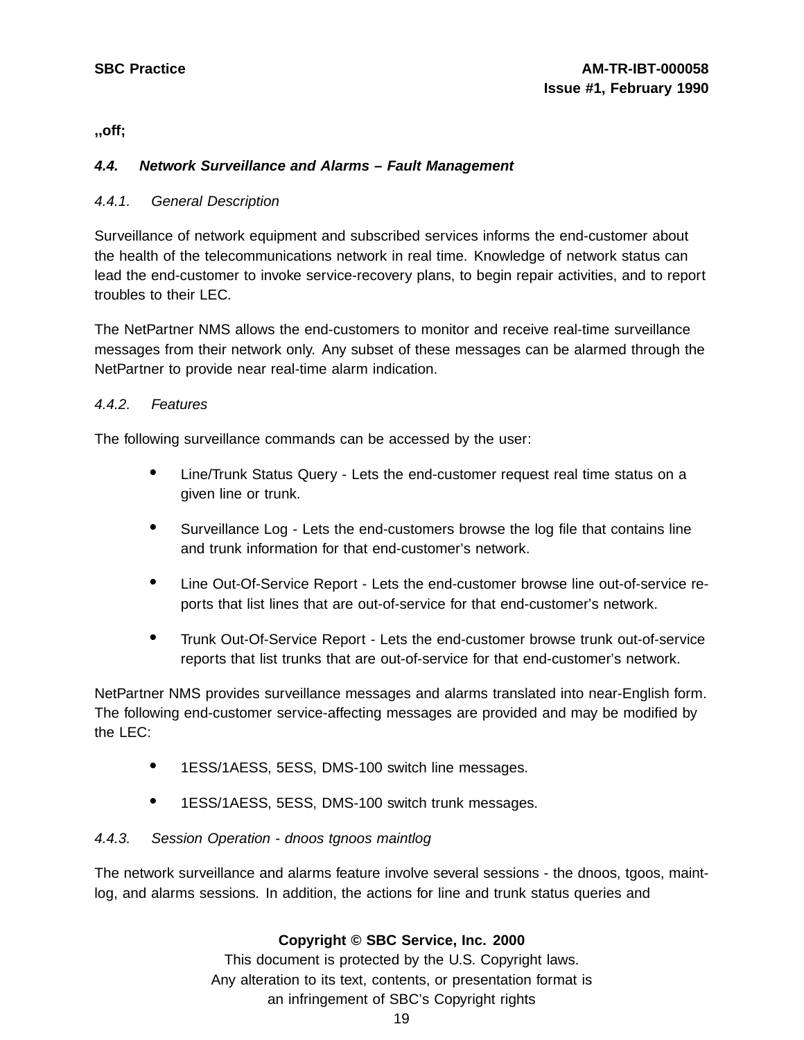**,,off;**

### *4.4. Network Surveillance and Alarms – Fault Management*

#### *4.4.1. General Description*

Surveillance of network equipment and subscribed services informs the end-customer about the health of the telecommunications network in real time. Knowledge of network status can lead the end-customer to invoke service-recovery plans, to begin repair activities, and to report troubles to their LEC.

The NetPartner NMS allows the end-customers to monitor and receive real-time surveillance messages from their network only. Any subset of these messages can be alarmed through the NetPartner to provide near real-time alarm indication.

#### *4.4.2. Features*

The following surveillance commands can be accessed by the user:

- Line/Trunk Status Query - Lets the end-customer request real time status on a given line or trunk.
- Surveillance Log - Lets the end-customers browse the log file that contains line and trunk information for that end-customer's network.
- Line Out-Of-Service Report - Lets the end-customer browse line out-of-service reports that list lines that are out-of-service for that end-customer's network.
- Trunk Out-Of-Service Report - Lets the end-customer browse trunk out-of-service reports that list trunks that are out-of-service for that end-customer's network.

NetPartner NMS provides surveillance messages and alarms translated into near-English form. The following end-customer service-affecting messages are provided and may be modified by the LEC:

- 1ESS/1AESS, 5ESS, DMS-100 switch line messages.
- 1ESS/1AESS, 5ESS, DMS-100 switch trunk messages.

#### *4.4.3. Session Operation - dnoos tgnoos maintlog*

The network surveillance and alarms feature involve several sessions - the dnoos, tgoos, maintlog, and alarms sessions. In addition, the actions for line and trunk status queries and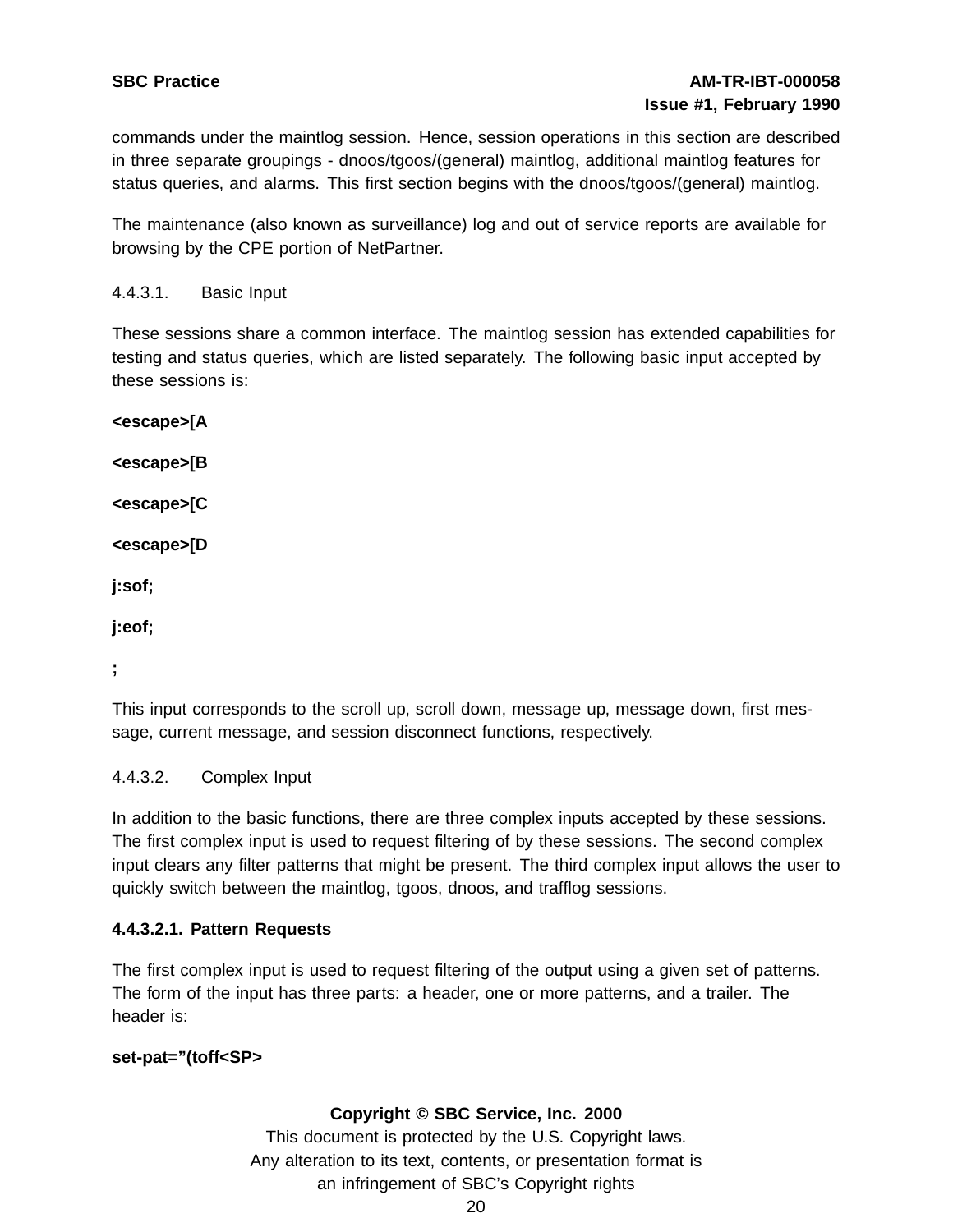commands under the maintlog session. Hence, session operations in this section are described in three separate groupings - dnoos/tgoos/(general) maintlog, additional maintlog features for status queries, and alarms. This first section begins with the dnoos/tgoos/(general) maintlog.

The maintenance (also known as surveillance) log and out of service reports are available for browsing by the CPE portion of NetPartner.

4.4.3.1. Basic Input

These sessions share a common interface. The maintlog session has extended capabilities for testing and status queries, which are listed separately. The following basic input accepted by these sessions is:

**<escape>[A**

**<escape>[B**

**<escape>[C**

**<escape>[D**

**j:sof;**

**j:eof;**

**;**

This input corresponds to the scroll up, scroll down, message up, message down, first message, current message, and session disconnect functions, respectively.

4.4.3.2. Complex Input

In addition to the basic functions, there are three complex inputs accepted by these sessions. The first complex input is used to request filtering of by these sessions. The second complex input clears any filter patterns that might be present. The third complex input allows the user to quickly switch between the maintlog, tgoos, dnoos, and trafflog sessions.

**4.4.3.2.1. Pattern Requests**

The first complex input is used to request filtering of the output using a given set of patterns. The form of the input has three parts: a header, one or more patterns, and a trailer. The header is:

**set-pat=”(toff<SP>**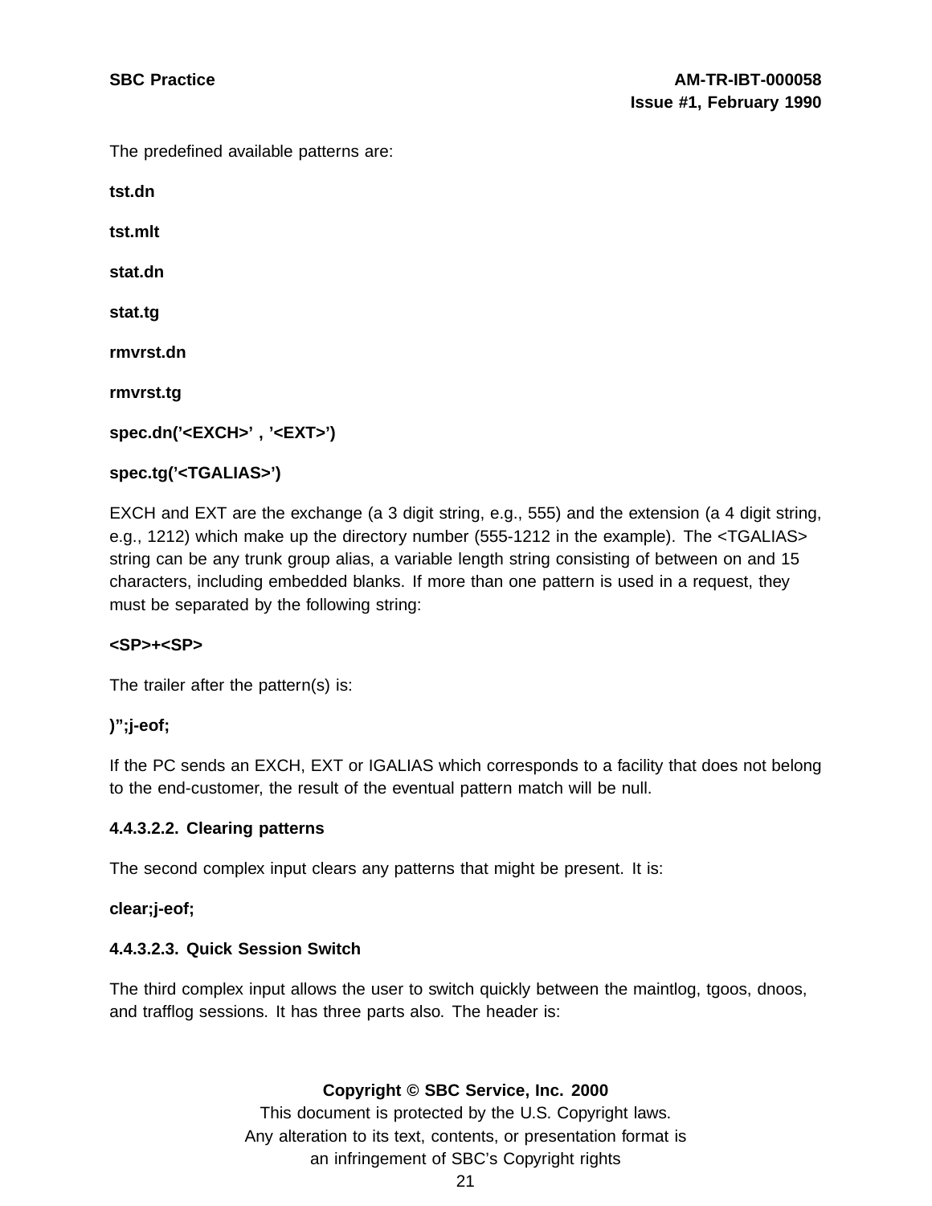The predefined available patterns are:

**tst.dn**

**tst.mlt**

**stat.dn**

**stat.tg**

**rmvrst.dn**

**rmvrst.tg**

**spec.dn('<EXCH>' , '<EXT>')**

**spec.tg('<TGALIAS>')**

EXCH and EXT are the exchange (a 3 digit string, e.g., 555) and the extension (a 4 digit string, e.g., 1212) which make up the directory number (555-1212 in the example). The <TGALIAS> string can be any trunk group alias, a variable length string consisting of between on and 15 characters, including embedded blanks. If more than one pattern is used in a request, they must be separated by the following string:

**<SP>+<SP>**

The trailer after the pattern(s) is:

**)";j-eof;**

If the PC sends an EXCH, EXT or IGALIAS which corresponds to a facility that does not belong to the end-customer, the result of the eventual pattern match will be null.

#### 4.4.3.2.2. Clearing patterns

The second complex input clears any patterns that might be present. It is:

**clear;j-eof;**

#### 4.4.3.2.3. Quick Session Switch

The third complex input allows the user to switch quickly between the maintlog, tgoos, dnoos, and trafflog sessions. It has three parts also. The header is: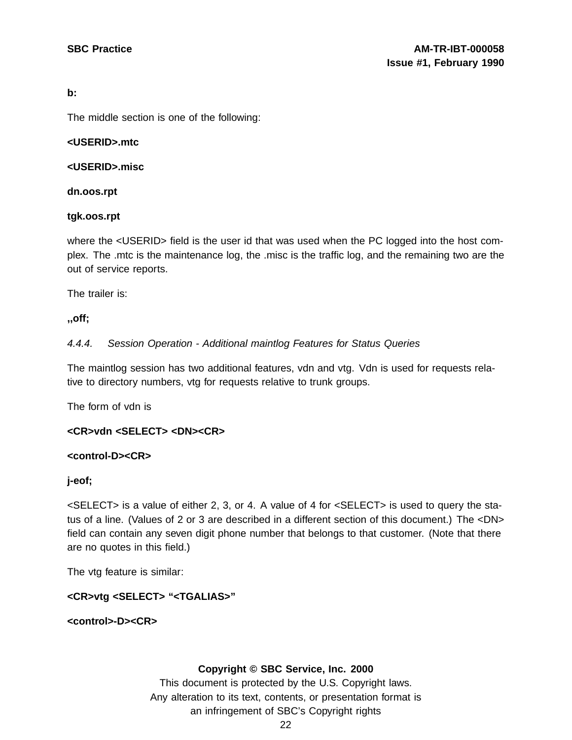**b:**

The middle section is one of the following:

**<USERID>.mtc**

**<USERID>.misc**

**dn.oos.rpt**

**tgk.oos.rpt**

where the <USERID> field is the user id that was used when the PC logged into the host complex. The .mtc is the maintenance log, the .misc is the traffic log, and the remaining two are the out of service reports.

The trailer is:

**,,off;**

*4.4.4. Session Operation - Additional maintlog Features for Status Queries*

The maintlog session has two additional features, vdn and vtg. Vdn is used for requests relative to directory numbers, vtg for requests relative to trunk groups.

The form of vdn is

**<CR>vdn <SELECT> <DN><CR>**

**<control-D><CR>**

**j-eof;**

<SELECT> is a value of either 2, 3, or 4. A value of 4 for <SELECT> is used to query the status of a line. (Values of 2 or 3 are described in a different section of this document.) The <DN> field can contain any seven digit phone number that belongs to that customer. (Note that there are no quotes in this field.)

The vtg feature is similar:

**<CR>vtg <SELECT> "<TGALIAS>"**

**<control>-D><CR>**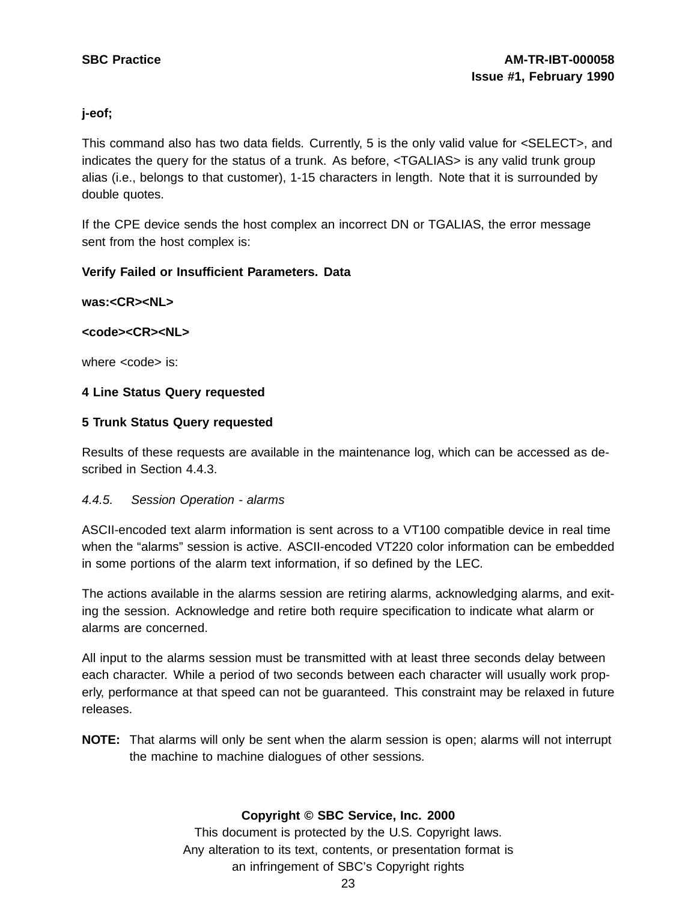**j-eof;**

This command also has two data fields. Currently, 5 is the only valid value for <SELECT>, and indicates the query for the status of a trunk. As before, <TGALIAS> is any valid trunk group alias (i.e., belongs to that customer), 1-15 characters in length. Note that it is surrounded by double quotes.

If the CPE device sends the host complex an incorrect DN or TGALIAS, the error message sent from the host complex is:

**Verify Failed or Insufficient Parameters. Data**

**was:<CR><NL>**

**<code><CR><NL>**

where <code> is:

**4 Line Status Query requested**

**5 Trunk Status Query requested**

Results of these requests are available in the maintenance log, which can be accessed as described in Section 4.4.3.

### *4.4.5. Session Operation - alarms*

ASCII-encoded text alarm information is sent across to a VT100 compatible device in real time when the "alarms" session is active. ASCII-encoded VT220 color information can be embedded in some portions of the alarm text information, if so defined by the LEC.

The actions available in the alarms session are retiring alarms, acknowledging alarms, and exiting the session. Acknowledge and retire both require specification to indicate what alarm or alarms are concerned.

All input to the alarms session must be transmitted with at least three seconds delay between each character. While a period of two seconds between each character will usually work properly, performance at that speed can not be guaranteed. This constraint may be relaxed in future releases.

**NOTE:** That alarms will only be sent when the alarm session is open; alarms will not interrupt the machine to machine dialogues of other sessions.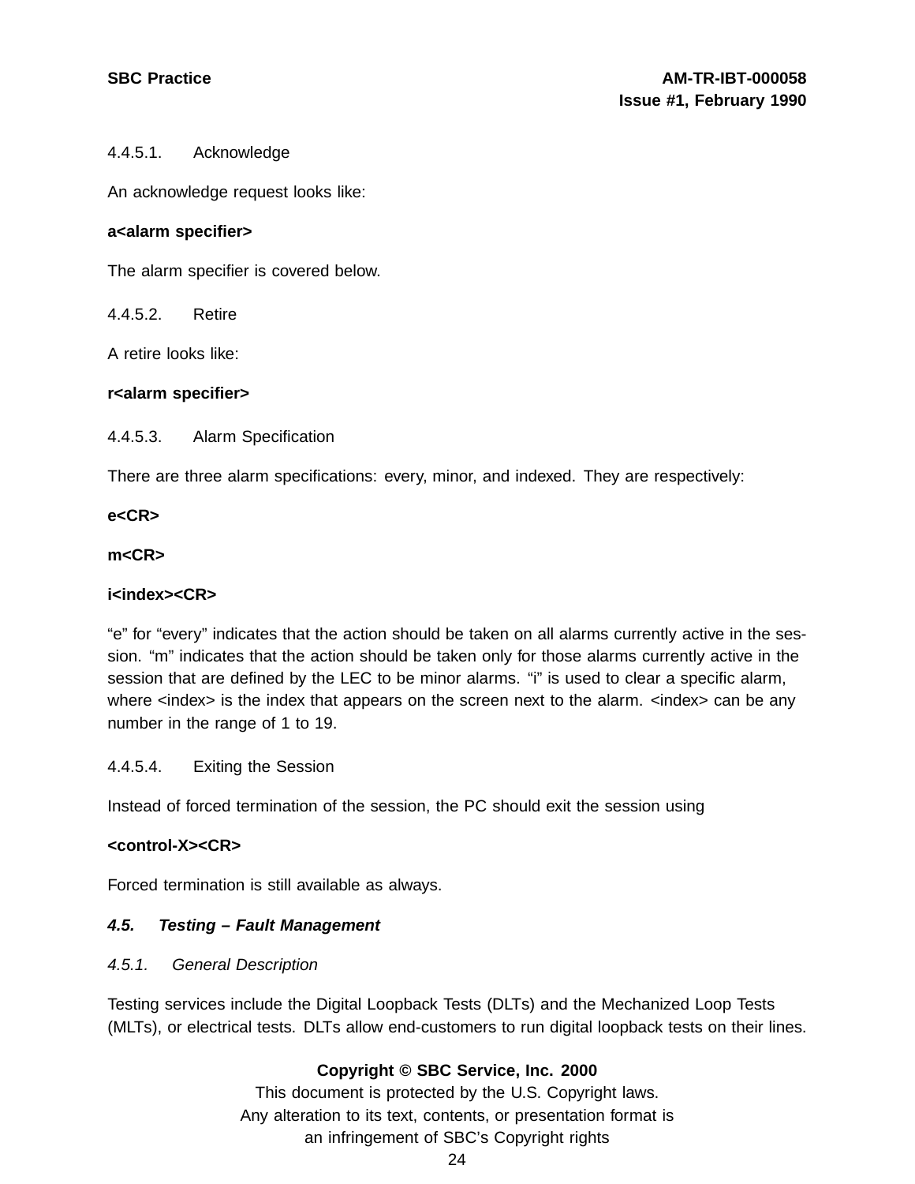#### 4.4.5.1. Acknowledge

An acknowledge request looks like:

**a<alarm specifier>**

The alarm specifier is covered below.

#### 4.4.5.2. Retire

A retire looks like:

**r<alarm specifier>**

#### 4.4.5.3. Alarm Specification

There are three alarm specifications: every, minor, and indexed. They are respectively:

**e<CR>**

**m<CR>**

**i<index><CR>**

"e" for "every" indicates that the action should be taken on all alarms currently active in the session. "m" indicates that the action should be taken only for those alarms currently active in the session that are defined by the LEC to be minor alarms. "i" is used to clear a specific alarm, where <index> is the index that appears on the screen next to the alarm. <index> can be any number in the range of 1 to 19.

#### 4.4.5.4. Exiting the Session

Instead of forced termination of the session, the PC should exit the session using

**<control-X><CR>**

Forced termination is still available as always.

## *4.5. Testing – Fault Management*

### *4.5.1. General Description*

Testing services include the Digital Loopback Tests (DLTs) and the Mechanized Loop Tests (MLTs), or electrical tests. DLTs allow end-customers to run digital loopback tests on their lines.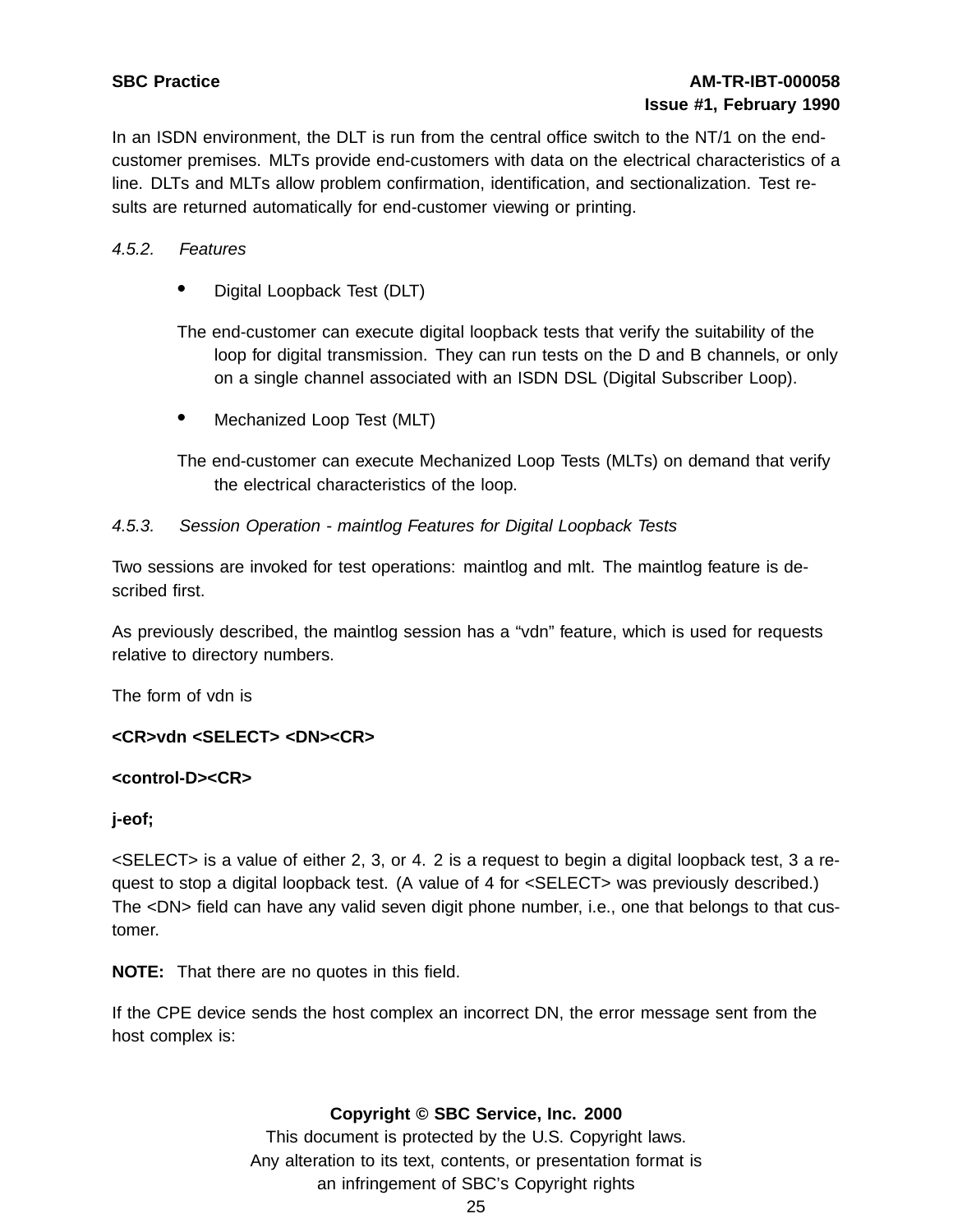In an ISDN environment, the DLT is run from the central office switch to the NT/1 on the end-customer premises. MLTs provide end-customers with data on the electrical characteristics of a line. DLTs and MLTs allow problem confirmation, identification, and sectionalization. Test results are returned automatically for end-customer viewing or printing.

#### *4.5.2. Features*

- Digital Loopback Test (DLT)

The end-customer can execute digital loopback tests that verify the suitability of the loop for digital transmission. They can run tests on the D and B channels, or only on a single channel associated with an ISDN DSL (Digital Subscriber Loop).

- Mechanized Loop Test (MLT)

The end-customer can execute Mechanized Loop Tests (MLTs) on demand that verify the electrical characteristics of the loop.

#### *4.5.3. Session Operation - maintlog Features for Digital Loopback Tests*

Two sessions are invoked for test operations: maintlog and mlt. The maintlog feature is described first.

As previously described, the maintlog session has a "vdn" feature, which is used for requests relative to directory numbers.

The form of vdn is

**<CR>vdn <SELECT> <DN><CR>**

**<control-D><CR>**

**j-eof;**

<SELECT> is a value of either 2, 3, or 4. 2 is a request to begin a digital loopback test, 3 a request to stop a digital loopback test. (A value of 4 for <SELECT> was previously described.) The <DN> field can have any valid seven digit phone number, i.e., one that belongs to that customer.

**NOTE:** That there are no quotes in this field.

If the CPE device sends the host complex an incorrect DN, the error message sent from the host complex is: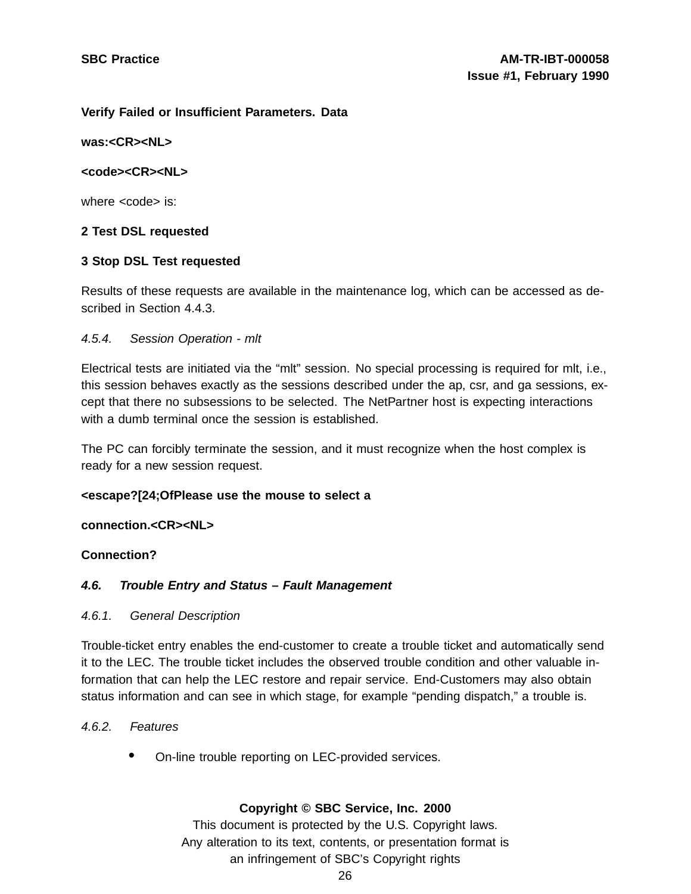**Verify Failed or Insufficient Parameters. Data**

**was:<CR><NL>**

**<code><CR><NL>**

where <code> is:

**2 Test DSL requested**

**3 Stop DSL Test requested**

Results of these requests are available in the maintenance log, which can be accessed as described in Section 4.4.3.

### *4.5.4. Session Operation - mlt*

Electrical tests are initiated via the “mlt” session. No special processing is required for mlt, i.e., this session behaves exactly as the sessions described under the ap, csr, and ga sessions, except that there no subsessions to be selected. The NetPartner host is expecting interactions with a dumb terminal once the session is established.

The PC can forcibly terminate the session, and it must recognize when the host complex is ready for a new session request.

**<escape?[24;OfPlease use the mouse to select a**

**connection.<CR><NL>**

**Connection?**

## ***4.6. Trouble Entry and Status – Fault Management***

### *4.6.1. General Description*

Trouble-ticket entry enables the end-customer to create a trouble ticket and automatically send it to the LEC. The trouble ticket includes the observed trouble condition and other valuable information that can help the LEC restore and repair service. End-Customers may also obtain status information and can see in which stage, for example “pending dispatch,” a trouble is.

### *4.6.2. Features*

- On-line trouble reporting on LEC-provided services.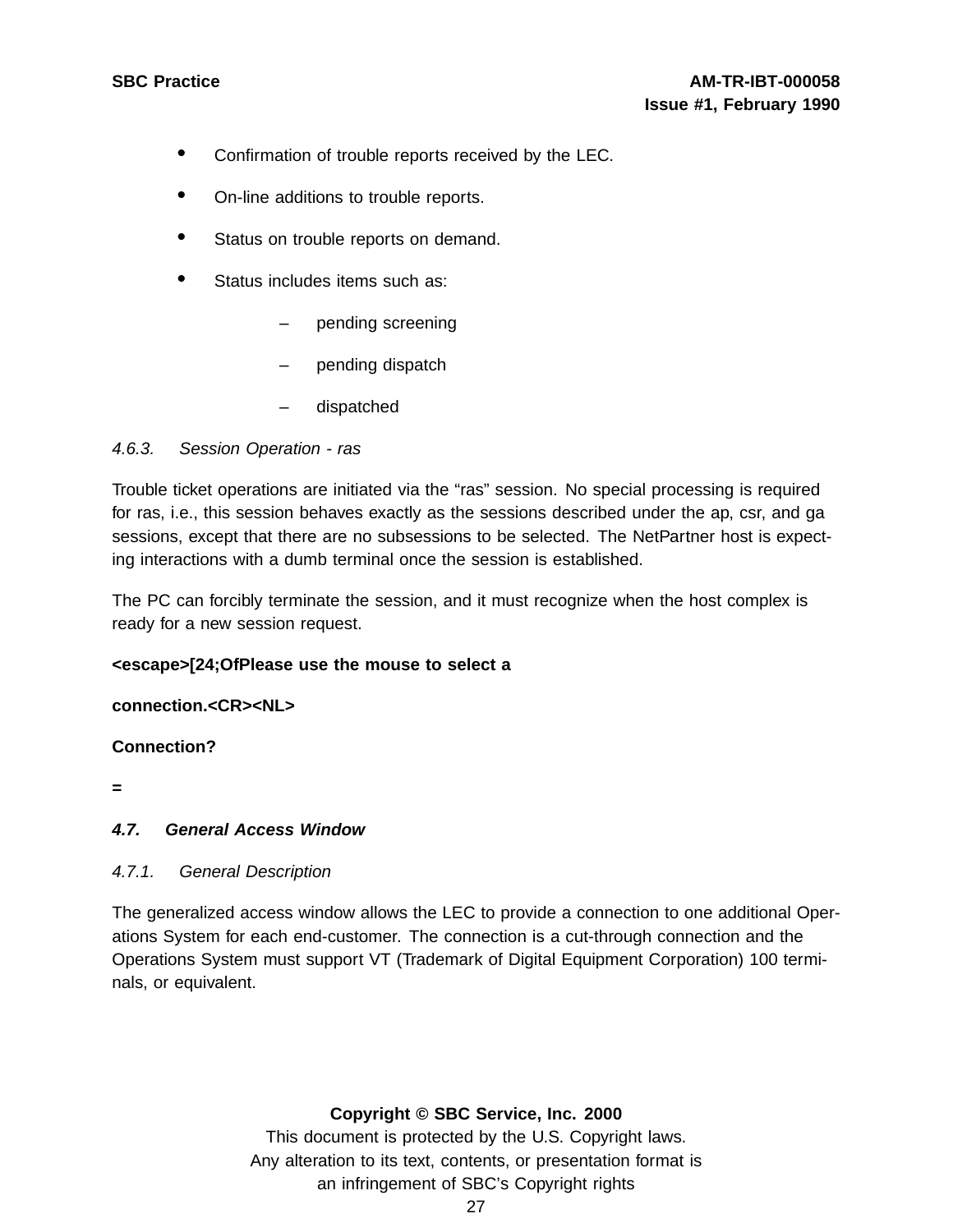- Confirmation of trouble reports received by the LEC.
- On-line additions to trouble reports.
- Status on trouble reports on demand.
- Status includes items such as:
  - pending screening
  - pending dispatch
  - dispatched

#### *4.6.3. Session Operation - ras*

Trouble ticket operations are initiated via the "ras" session. No special processing is required for ras, i.e., this session behaves exactly as the sessions described under the ap, csr, and ga sessions, except that there are no subsessions to be selected. The NetPartner host is expecting interactions with a dumb terminal once the session is established.

The PC can forcibly terminate the session, and it must recognize when the host complex is ready for a new session request.

**<escape>[24;OfPlease use the mouse to select a**

**connection.<CR><NL>**

**Connection?**

**=**

### *4.7. General Access Window*

#### *4.7.1. General Description*

The generalized access window allows the LEC to provide a connection to one additional Operations System for each end-customer. The connection is a cut-through connection and the Operations System must support VT (Trademark of Digital Equipment Corporation) 100 terminals, or equivalent.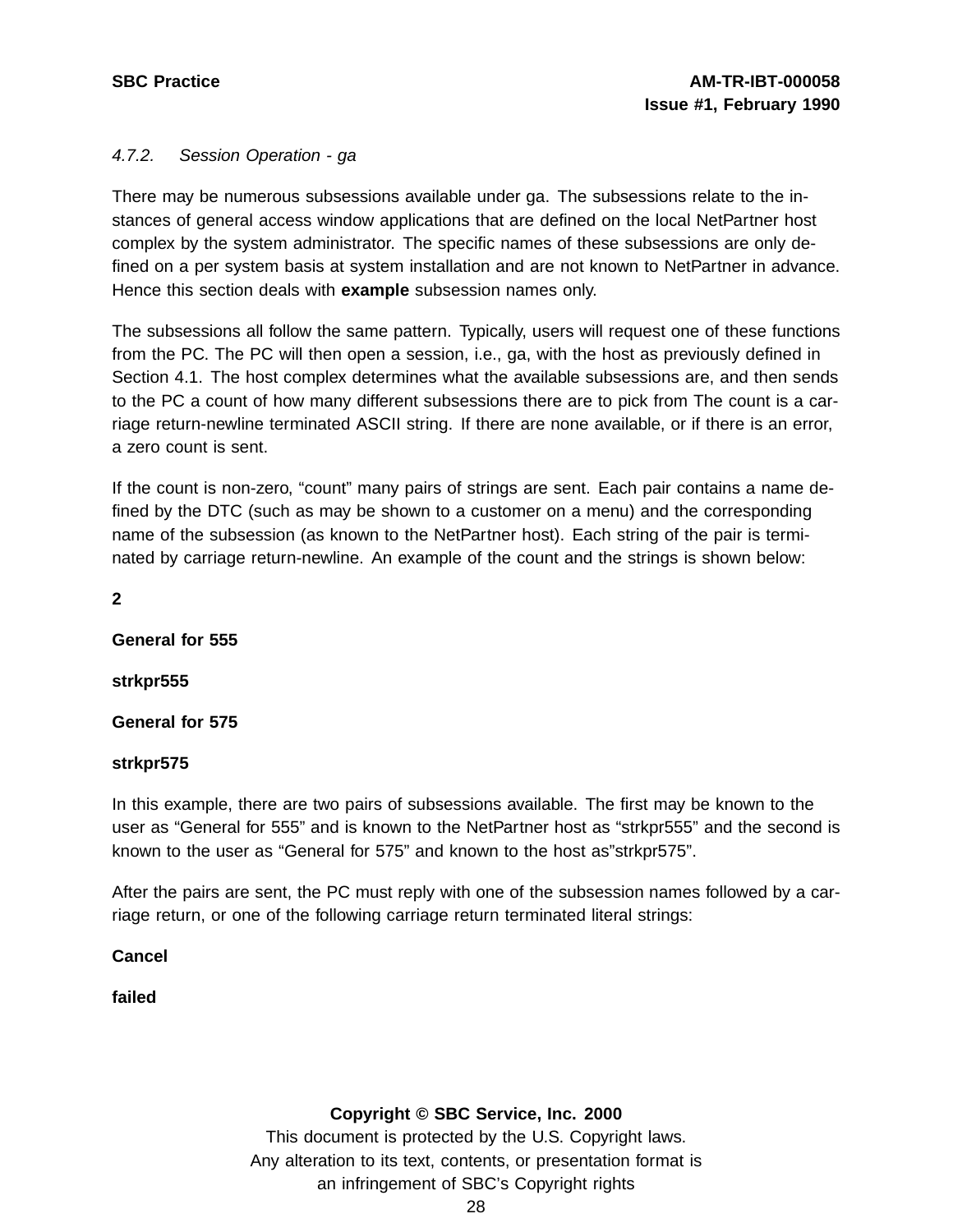#### *4.7.2. Session Operation - ga*

There may be numerous subsessions available under ga. The subsessions relate to the instances of general access window applications that are defined on the local NetPartner host complex by the system administrator. The specific names of these subsessions are only defined on a per system basis at system installation and are not known to NetPartner in advance. Hence this section deals with **example** subsession names only.

The subsessions all follow the same pattern. Typically, users will request one of these functions from the PC. The PC will then open a session, i.e., ga, with the host as previously defined in Section 4.1. The host complex determines what the available subsessions are, and then sends to the PC a count of how many different subsessions there are to pick from The count is a carriage return-newline terminated ASCII string. If there are none available, or if there is an error, a zero count is sent.

If the count is non-zero, "count" many pairs of strings are sent. Each pair contains a name defined by the DTC (such as may be shown to a customer on a menu) and the corresponding name of the subsession (as known to the NetPartner host). Each string of the pair is terminated by carriage return-newline. An example of the count and the strings is shown below:

**2**

**General for 555**

**strkpr555**

**General for 575**

**strkpr575**

In this example, there are two pairs of subsessions available. The first may be known to the user as "General for 555" and is known to the NetPartner host as "strkpr555" and the second is known to the user as "General for 575" and known to the host as"strkpr575".

After the pairs are sent, the PC must reply with one of the subsession names followed by a carriage return, or one of the following carriage return terminated literal strings:

**Cancel**

**failed**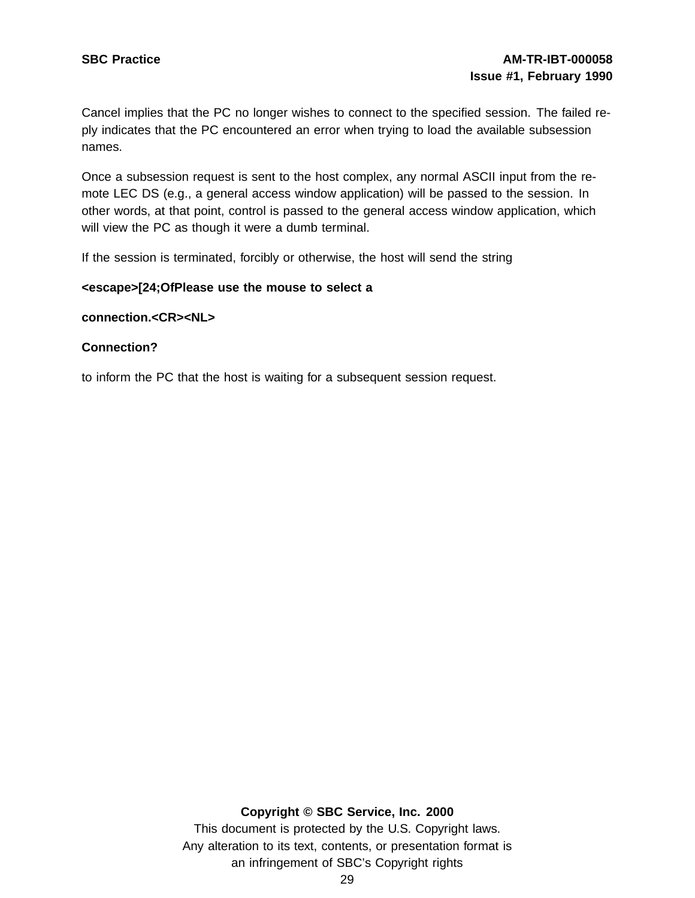Cancel implies that the PC no longer wishes to connect to the specified session. The failed reply indicates that the PC encountered an error when trying to load the available subsession names.

Once a subsession request is sent to the host complex, any normal ASCII input from the remote LEC DS (e.g., a general access window application) will be passed to the session. In other words, at that point, control is passed to the general access window application, which will view the PC as though it were a dumb terminal.

If the session is terminated, forcibly or otherwise, the host will send the string

**<escape>[24;OfPlease use the mouse to select a**

**connection.<CR><NL>**

**Connection?**

to inform the PC that the host is waiting for a subsequent session request.

**Copyright © SBC Service, Inc. 2000**
This document is protected by the U.S. Copyright laws.
Any alteration to its text, contents, or presentation format is
an infringement of SBC's Copyright rights